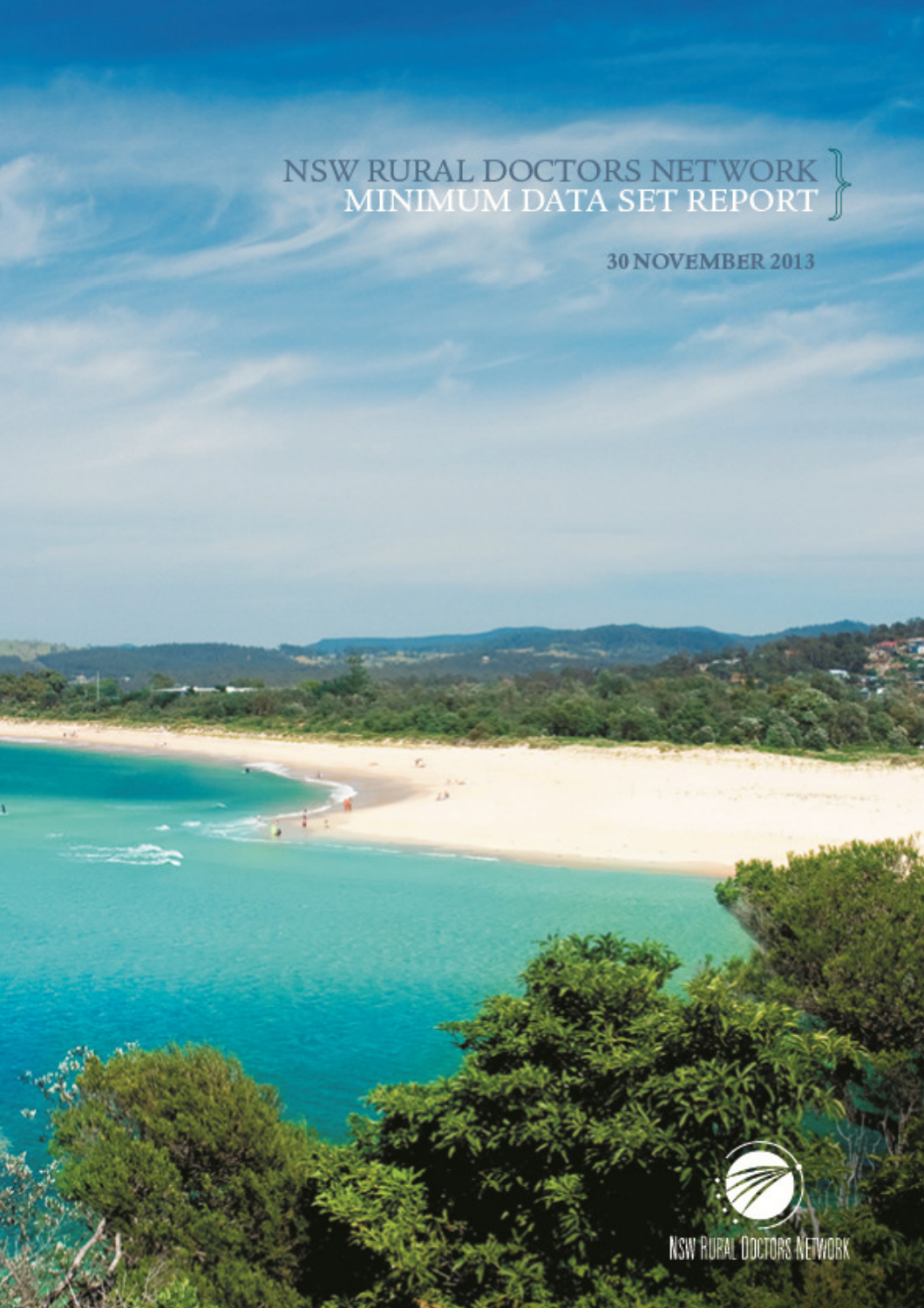# NSW RURAL DOCTORS NETWORK MINIMUM DATA SET REPORT

30 NOVEMBER 2013

NSW Rural Doctors Network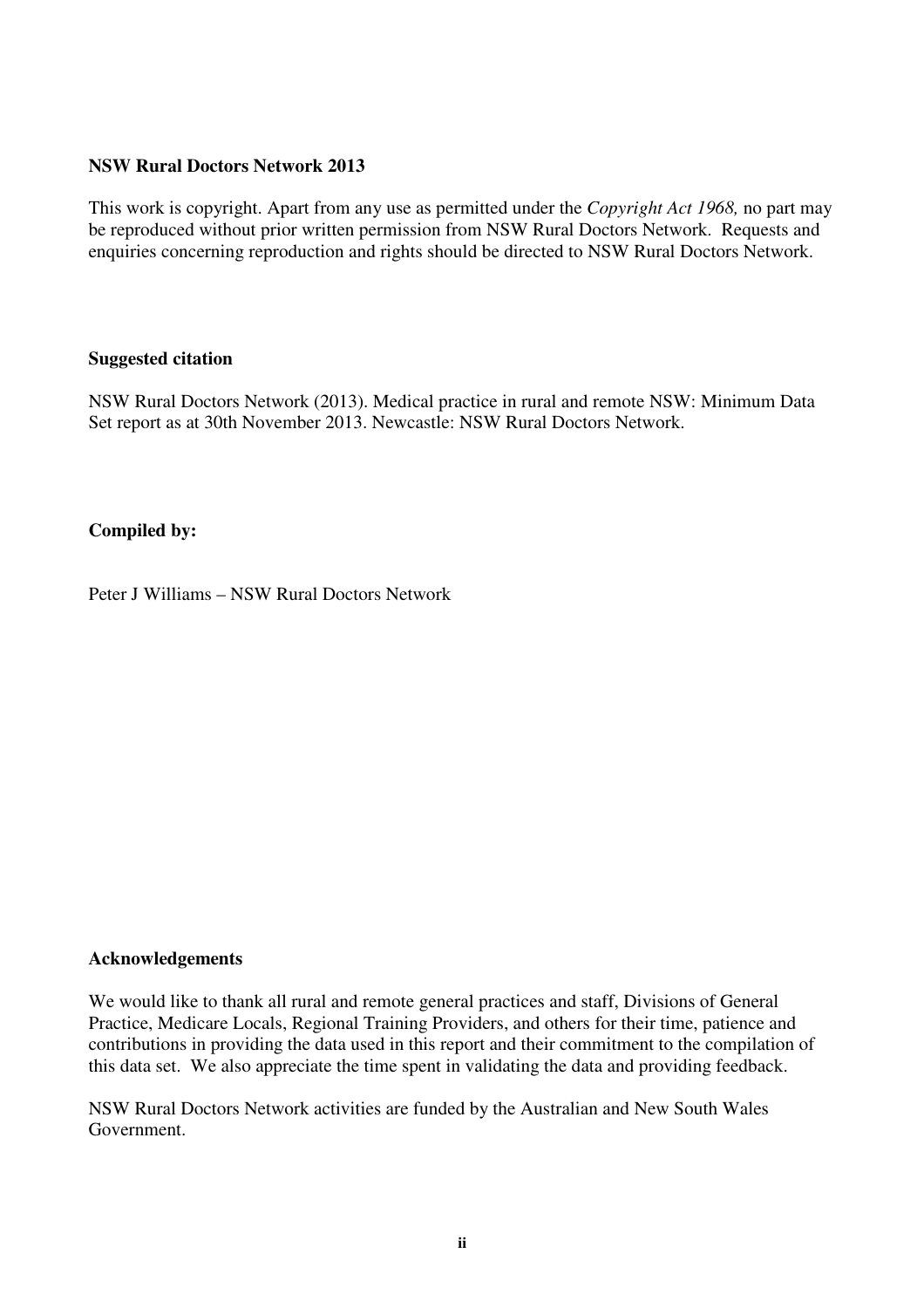**NSW Rural Doctors Network 2013**

This work is copyright. Apart from any use as permitted under the *Copyright Act 1968,* no part may be reproduced without prior written permission from NSW Rural Doctors Network. Requests and enquiries concerning reproduction and rights should be directed to NSW Rural Doctors Network.

**Suggested citation**

NSW Rural Doctors Network (2013). Medical practice in rural and remote NSW: Minimum Data Set report as at 30th November 2013. Newcastle: NSW Rural Doctors Network.

**Compiled by:**

Peter J Williams – NSW Rural Doctors Network

**Acknowledgements**

We would like to thank all rural and remote general practices and staff, Divisions of General Practice, Medicare Locals, Regional Training Providers, and others for their time, patience and contributions in providing the data used in this report and their commitment to the compilation of this data set. We also appreciate the time spent in validating the data and providing feedback.

NSW Rural Doctors Network activities are funded by the Australian and New South Wales Government.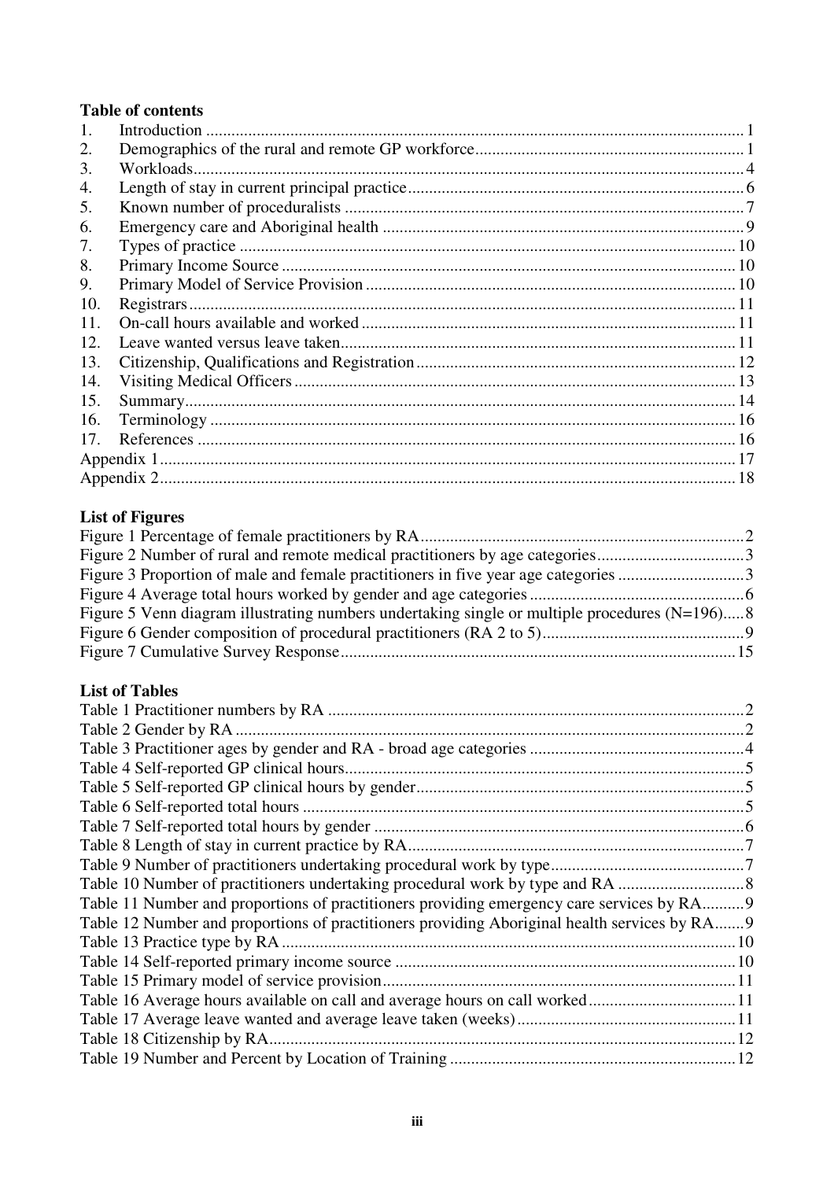**Table of contents**

1. Introduction ............................................................................................................................. 1
2. Demographics of the rural and remote GP workforce ............................................................. 1
3. Workloads ................................................................................................................................ 4
4. Length of stay in current principal practice ............................................................................. 6
5. Known number of proceduralists ............................................................................................. 7
6. Emergency care and Aboriginal health .................................................................................... 9
7. Types of practice .................................................................................................................... 10
8. Primary Income Source .......................................................................................................... 10
9. Primary Model of Service Provision ...................................................................................... 10
10. Registrars ............................................................................................................................... 11
11. On-call hours available and worked ....................................................................................... 11
12. Leave wanted versus leave taken ............................................................................................ 11
13. Citizenship, Qualifications and Registration .......................................................................... 12
14. Visiting Medical Officers ....................................................................................................... 13
15. Summary ................................................................................................................................. 14
16. Terminology ........................................................................................................................... 16
17. References .............................................................................................................................. 16

Appendix 1 ................................................................................................................................... 17
Appendix 2 ................................................................................................................................... 18

**List of Figures**

Figure 1 Percentage of female practitioners by RA ........................................................................ 2
Figure 2 Number of rural and remote medical practitioners by age categories ............................... 3
Figure 3 Proportion of male and female practitioners in five year age categories ......................... 3
Figure 4 Average total hours worked by gender and age categories ............................................... 6
Figure 5 Venn diagram illustrating numbers undertaking single or multiple procedures (N=196) ..... 8
Figure 6 Gender composition of procedural practitioners (RA 2 to 5) ............................................ 9
Figure 7 Cumulative Survey Response .......................................................................................... 15

**List of Tables**

Table 1 Practitioner numbers by RA ................................................................................................ 2
Table 2 Gender by RA ..................................................................................................................... 2
Table 3 Practitioner ages by gender and RA - broad age categories ................................................ 4
Table 4 Self-reported GP clinical hours ........................................................................................... 5
Table 5 Self-reported GP clinical hours by gender .......................................................................... 5
Table 6 Self-reported total hours ..................................................................................................... 5
Table 7 Self-reported total hours by gender ..................................................................................... 6
Table 8 Length of stay in current practice by RA ............................................................................ 7
Table 9 Number of practitioners undertaking procedural work by type ........................................... 7
Table 10 Number of practitioners undertaking procedural work by type and RA ............................ 8
Table 11 Number and proportions of practitioners providing emergency care services by RA .......... 9
Table 12 Number and proportions of practitioners providing Aboriginal health services by RA ....... 9
Table 13 Practice type by RA ......................................................................................................... 10
Table 14 Self-reported primary income source .............................................................................. 10
Table 15 Primary model of service provision ................................................................................. 11
Table 16 Average hours available on call and average hours on call worked ................................. 11
Table 17 Average leave wanted and average leave taken (weeks) .................................................. 11
Table 18 Citizenship by RA ............................................................................................................ 12
Table 19 Number and Percent by Location of Training .................................................................. 12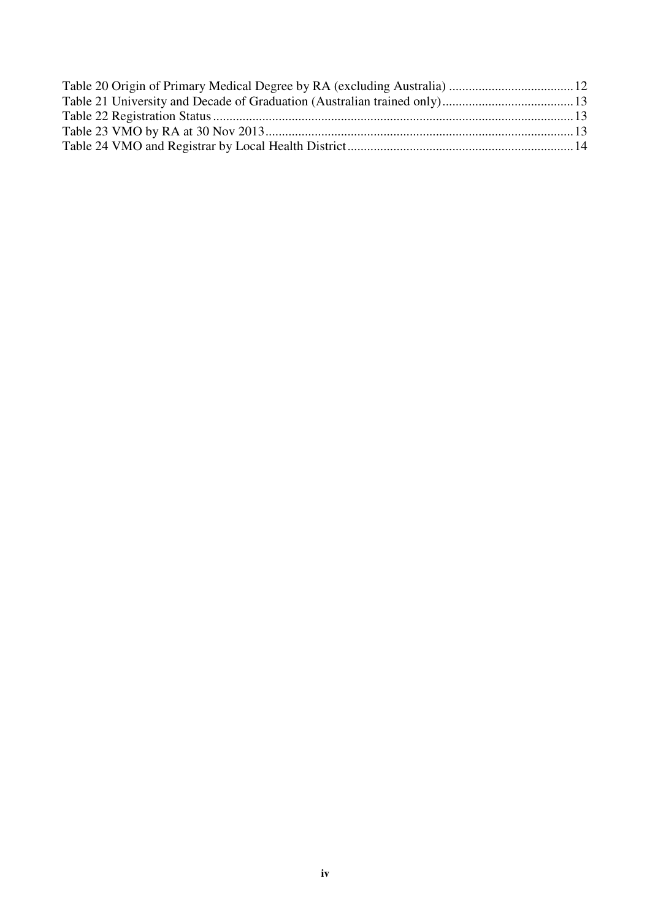Table 20 Origin of Primary Medical Degree by RA (excluding Australia) ......................................12
Table 21 University and Decade of Graduation (Australian trained only)........................................13
Table 22 Registration Status .............................................................................................................13
Table 23 VMO by RA at 30 Nov 2013.............................................................................................13
Table 24 VMO and Registrar by Local Health District.....................................................................14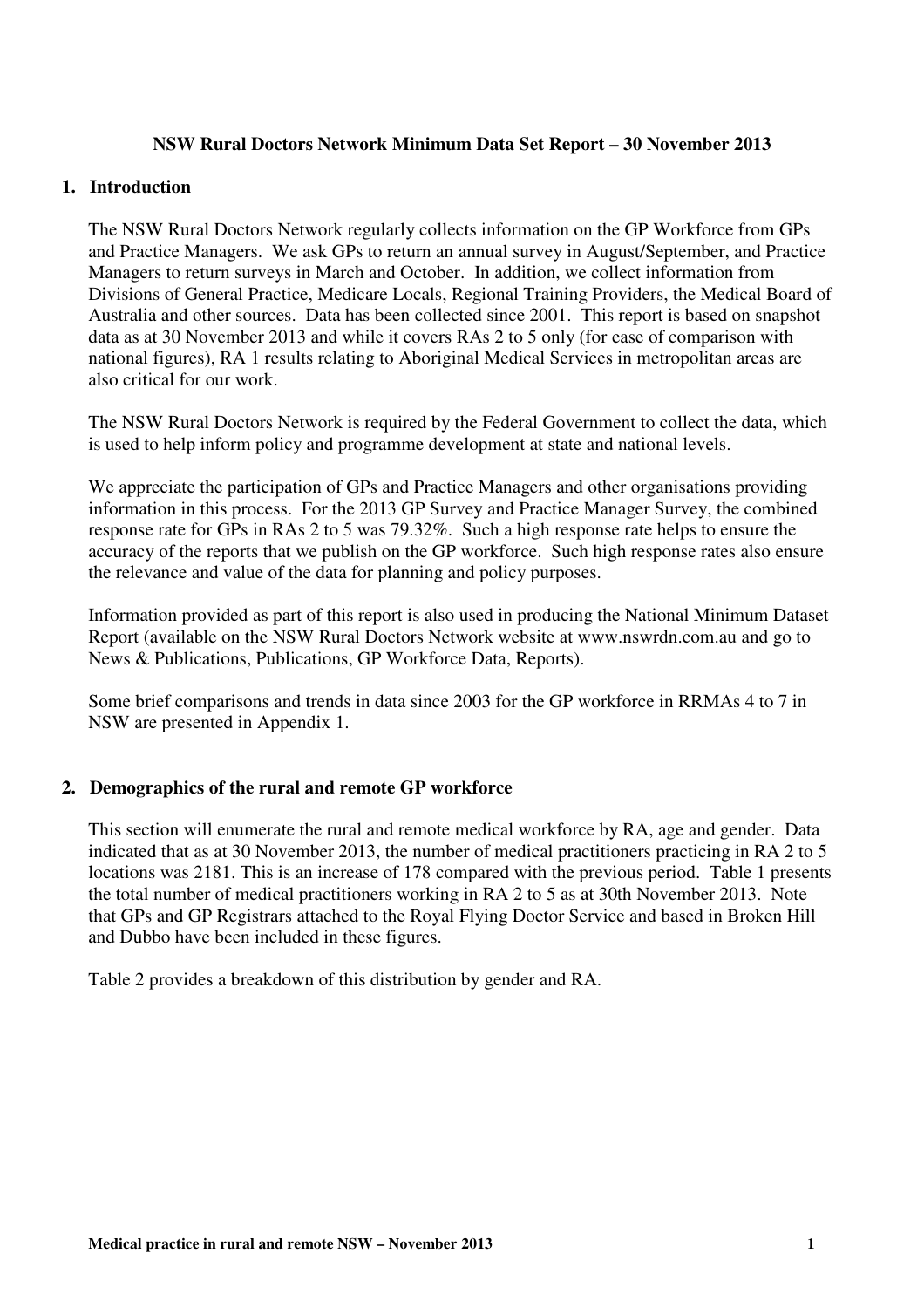**NSW Rural Doctors Network Minimum Data Set Report – 30 November 2013**

## 1. Introduction

The NSW Rural Doctors Network regularly collects information on the GP Workforce from GPs and Practice Managers. We ask GPs to return an annual survey in August/September, and Practice Managers to return surveys in March and October. In addition, we collect information from Divisions of General Practice, Medicare Locals, Regional Training Providers, the Medical Board of Australia and other sources. Data has been collected since 2001. This report is based on snapshot data as at 30 November 2013 and while it covers RAs 2 to 5 only (for ease of comparison with national figures), RA 1 results relating to Aboriginal Medical Services in metropolitan areas are also critical for our work.

The NSW Rural Doctors Network is required by the Federal Government to collect the data, which is used to help inform policy and programme development at state and national levels.

We appreciate the participation of GPs and Practice Managers and other organisations providing information in this process. For the 2013 GP Survey and Practice Manager Survey, the combined response rate for GPs in RAs 2 to 5 was 79.32%. Such a high response rate helps to ensure the accuracy of the reports that we publish on the GP workforce. Such high response rates also ensure the relevance and value of the data for planning and policy purposes.

Information provided as part of this report is also used in producing the National Minimum Dataset Report (available on the NSW Rural Doctors Network website at www.nswrdn.com.au and go to News & Publications, Publications, GP Workforce Data, Reports).

Some brief comparisons and trends in data since 2003 for the GP workforce in RRMAs 4 to 7 in NSW are presented in Appendix 1.

## 2. Demographics of the rural and remote GP workforce

This section will enumerate the rural and remote medical workforce by RA, age and gender. Data indicated that as at 30 November 2013, the number of medical practitioners practicing in RA 2 to 5 locations was 2181. This is an increase of 178 compared with the previous period. Table 1 presents the total number of medical practitioners working in RA 2 to 5 as at 30th November 2013. Note that GPs and GP Registrars attached to the Royal Flying Doctor Service and based in Broken Hill and Dubbo have been included in these figures.

Table 2 provides a breakdown of this distribution by gender and RA.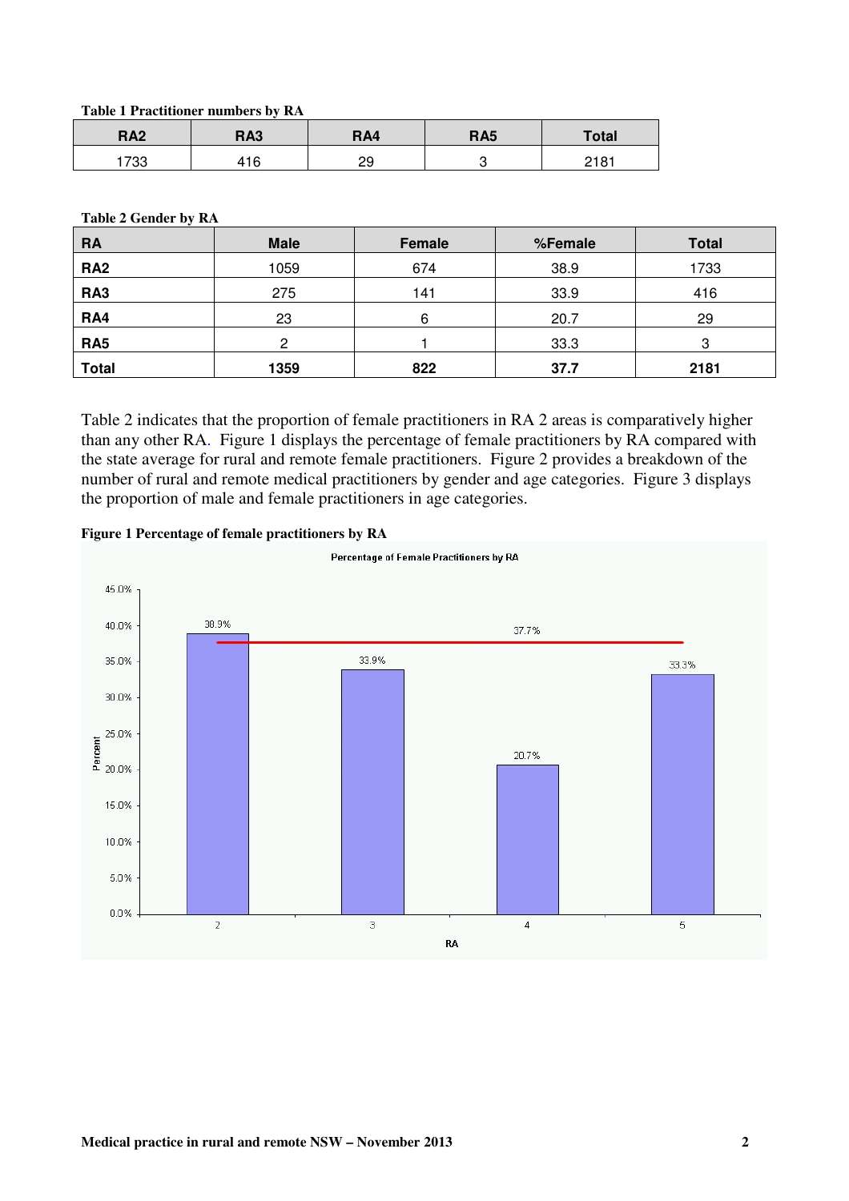**Table 1 Practitioner numbers by RA**

| RA2 | RA3 | RA4 | RA5 | Total |
|---|---|---|---|---|
| 1733 | 416 | 29 | 3 | 2181 |

**Table 2 Gender by RA**

| RA | Male | Female | %Female | Total |
|---|---|---|---|---|
| **RA2** | 1059 | 674 | 38.9 | 1733 |
| **RA3** | 275 | 141 | 33.9 | 416 |
| **RA4** | 23 | 6 | 20.7 | 29 |
| **RA5** | 2 | 1 | 33.3 | 3 |
| **Total** | **1359** | **822** | **37.7** | **2181** |

Table 2 indicates that the proportion of female practitioners in RA 2 areas is comparatively higher than any other RA. Figure 1 displays the percentage of female practitioners by RA compared with the state average for rural and remote female practitioners. Figure 2 provides a breakdown of the number of rural and remote medical practitioners by gender and age categories. Figure 3 displays the proportion of male and female practitioners in age categories.

**Figure 1 Percentage of female practitioners by RA**

Percentage of Female Practitioners by RA

| RA | Percent |
|---|---|
| 2 | 38.9% |
| 3 | 33.9% |
| 4 | 20.7% |
| 5 | 33.3% |

Average line: 37.7%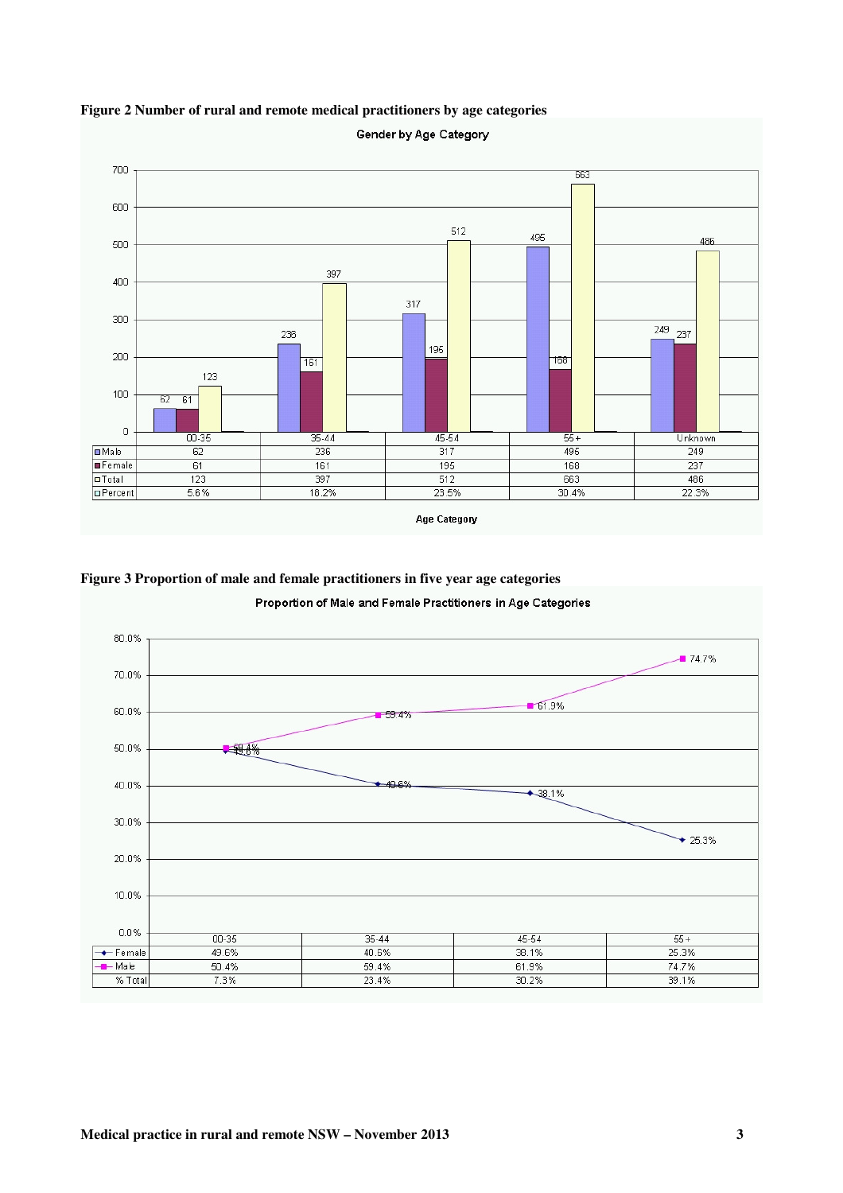**Figure 2 Number of rural and remote medical practitioners by age categories**

Gender by Age Category

| | 00-35 | 35-44 | 45-54 | 55+ | Unknown |
|---|---|---|---|---|---|
| Male | 62 | 236 | 317 | 495 | 249 |
| Female | 61 | 161 | 195 | 168 | 237 |
| Total | 123 | 397 | 512 | 663 | 486 |
| Percent | 5.6% | 18.2% | 23.5% | 30.4% | 22.3% |

Age Category

**Figure 3 Proportion of male and female practitioners in five year age categories**

Proportion of Male and Female Practitioners in Age Categories

| | 00-35 | 35-44 | 45-54 | 55+ |
|---|---|---|---|---|
| Female | 49.6% | 40.6% | 38.1% | 25.3% |
| Male | 50.4% | 59.4% | 61.9% | 74.7% |
| % Total | 7.3% | 23.4% | 30.2% | 39.1% |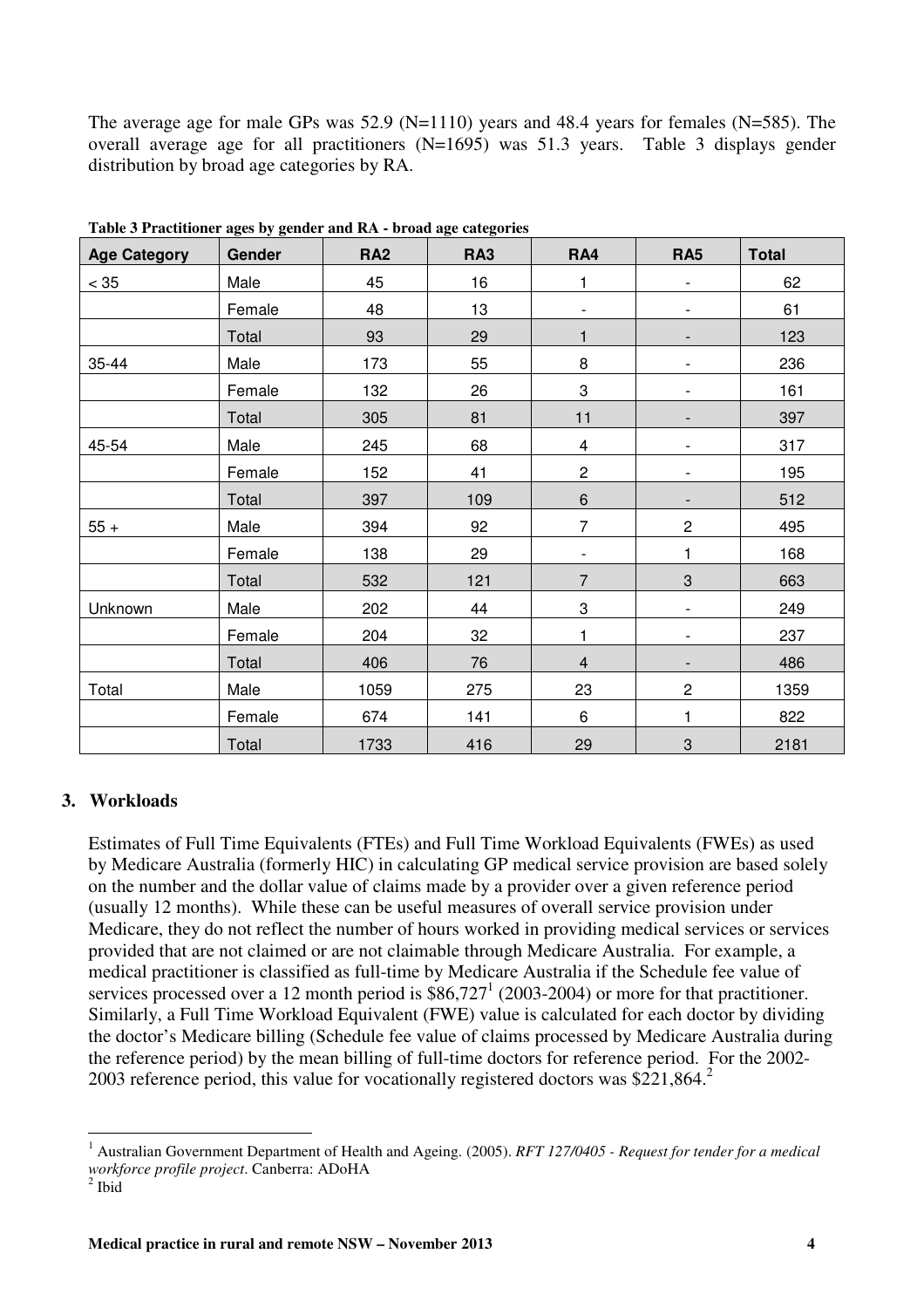The average age for male GPs was 52.9 (N=1110) years and 48.4 years for females (N=585). The overall average age for all practitioners (N=1695) was 51.3 years. Table 3 displays gender distribution by broad age categories by RA.

**Table 3 Practitioner ages by gender and RA - broad age categories**

| Age Category | Gender | RA2 | RA3 | RA4 | RA5 | Total |
|---|---|---|---|---|---|---|
| < 35 | Male | 45 | 16 | 1 | - | 62 |
| | Female | 48 | 13 | - | - | 61 |
| | Total | 93 | 29 | 1 | - | 123 |
| 35-44 | Male | 173 | 55 | 8 | - | 236 |
| | Female | 132 | 26 | 3 | - | 161 |
| | Total | 305 | 81 | 11 | - | 397 |
| 45-54 | Male | 245 | 68 | 4 | - | 317 |
| | Female | 152 | 41 | 2 | - | 195 |
| | Total | 397 | 109 | 6 | - | 512 |
| 55 + | Male | 394 | 92 | 7 | 2 | 495 |
| | Female | 138 | 29 | - | 1 | 168 |
| | Total | 532 | 121 | 7 | 3 | 663 |
| Unknown | Male | 202 | 44 | 3 | - | 249 |
| | Female | 204 | 32 | 1 | - | 237 |
| | Total | 406 | 76 | 4 | - | 486 |
| Total | Male | 1059 | 275 | 23 | 2 | 1359 |
| | Female | 674 | 141 | 6 | 1 | 822 |
| | Total | 1733 | 416 | 29 | 3 | 2181 |

## 3. Workloads

Estimates of Full Time Equivalents (FTEs) and Full Time Workload Equivalents (FWEs) as used by Medicare Australia (formerly HIC) in calculating GP medical service provision are based solely on the number and the dollar value of claims made by a provider over a given reference period (usually 12 months). While these can be useful measures of overall service provision under Medicare, they do not reflect the number of hours worked in providing medical services or services provided that are not claimed or are not claimable through Medicare Australia. For example, a medical practitioner is classified as full-time by Medicare Australia if the Schedule fee value of services processed over a 12 month period is $86,727[1] (2003-2004) or more for that practitioner. Similarly, a Full Time Workload Equivalent (FWE) value is calculated for each doctor by dividing the doctor's Medicare billing (Schedule fee value of claims processed by Medicare Australia during the reference period) by the mean billing of full-time doctors for reference period. For the 2002-2003 reference period, this value for vocationally registered doctors was $221,864.[2]

---

[1] Australian Government Department of Health and Ageing. (2005). *RFT 127/0405 - Request for tender for a medical workforce profile project*. Canberra: ADoHA

[2] Ibid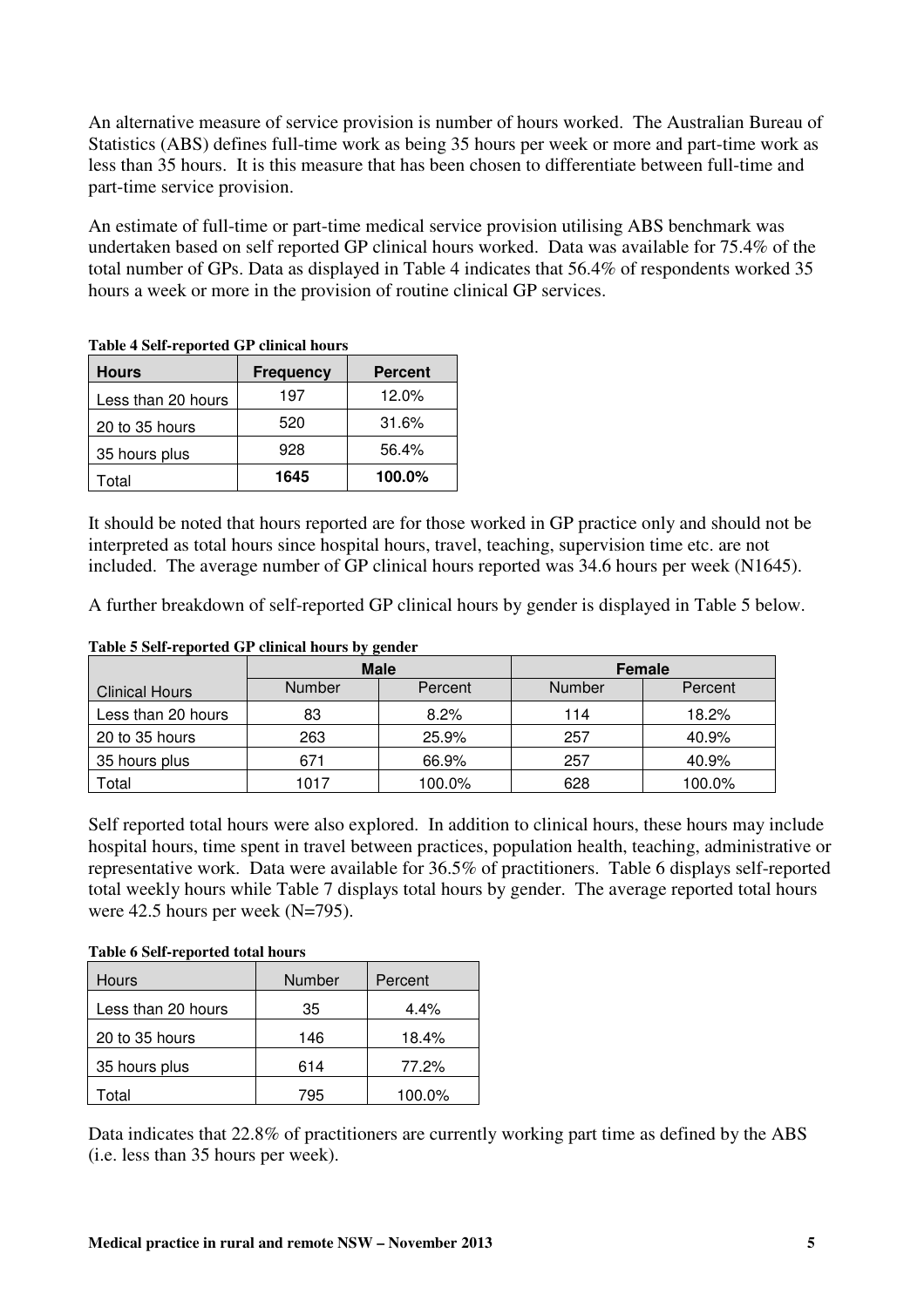An alternative measure of service provision is number of hours worked. The Australian Bureau of Statistics (ABS) defines full-time work as being 35 hours per week or more and part-time work as less than 35 hours. It is this measure that has been chosen to differentiate between full-time and part-time service provision.

An estimate of full-time or part-time medical service provision utilising ABS benchmark was undertaken based on self reported GP clinical hours worked. Data was available for 75.4% of the total number of GPs. Data as displayed in Table 4 indicates that 56.4% of respondents worked 35 hours a week or more in the provision of routine clinical GP services.

**Table 4 Self-reported GP clinical hours**

| Hours | Frequency | Percent |
|---|---|---|
| Less than 20 hours | 197 | 12.0% |
| 20 to 35 hours | 520 | 31.6% |
| 35 hours plus | 928 | 56.4% |
| Total | **1645** | **100.0%** |

It should be noted that hours reported are for those worked in GP practice only and should not be interpreted as total hours since hospital hours, travel, teaching, supervision time etc. are not included. The average number of GP clinical hours reported was 34.6 hours per week (N1645).

A further breakdown of self-reported GP clinical hours by gender is displayed in Table 5 below.

**Table 5 Self-reported GP clinical hours by gender**

| | Male | | Female | |
|---|---|---|---|---|
| Clinical Hours | Number | Percent | Number | Percent |
| Less than 20 hours | 83 | 8.2% | 114 | 18.2% |
| 20 to 35 hours | 263 | 25.9% | 257 | 40.9% |
| 35 hours plus | 671 | 66.9% | 257 | 40.9% |
| Total | 1017 | 100.0% | 628 | 100.0% |

Self reported total hours were also explored. In addition to clinical hours, these hours may include hospital hours, time spent in travel between practices, population health, teaching, administrative or representative work. Data were available for 36.5% of practitioners. Table 6 displays self-reported total weekly hours while Table 7 displays total hours by gender. The average reported total hours were 42.5 hours per week (N=795).

**Table 6 Self-reported total hours**

| Hours | Number | Percent |
|---|---|---|
| Less than 20 hours | 35 | 4.4% |
| 20 to 35 hours | 146 | 18.4% |
| 35 hours plus | 614 | 77.2% |
| Total | 795 | 100.0% |

Data indicates that 22.8% of practitioners are currently working part time as defined by the ABS (i.e. less than 35 hours per week).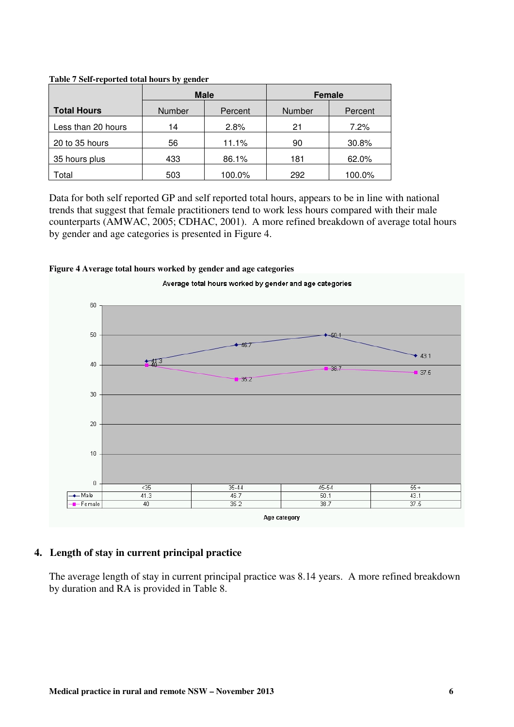**Table 7 Self-reported total hours by gender**

| Total Hours | Male | | Female | |
|---|---|---|---|---|
| | Number | Percent | Number | Percent |
| Less than 20 hours | 14 | 2.8% | 21 | 7.2% |
| 20 to 35 hours | 56 | 11.1% | 90 | 30.8% |
| 35 hours plus | 433 | 86.1% | 181 | 62.0% |
| Total | 503 | 100.0% | 292 | 100.0% |

Data for both self reported GP and self reported total hours, appears to be in line with national trends that suggest that female practitioners tend to work less hours compared with their male counterparts (AMWAC, 2005; CDHAC, 2001). A more refined breakdown of average total hours by gender and age categories is presented in Figure 4.

**Figure 4 Average total hours worked by gender and age categories**

Average total hours worked by gender and age categories

| | <35 | 35-44 | 45-54 | 55+ |
|---|---|---|---|---|
| Male | 41.3 | 46.7 | 50.1 | 43.1 |
| Female | 40 | 35.2 | 38.7 | 37.5 |

Age category

## 4. Length of stay in current principal practice

The average length of stay in current principal practice was 8.14 years. A more refined breakdown by duration and RA is provided in Table 8.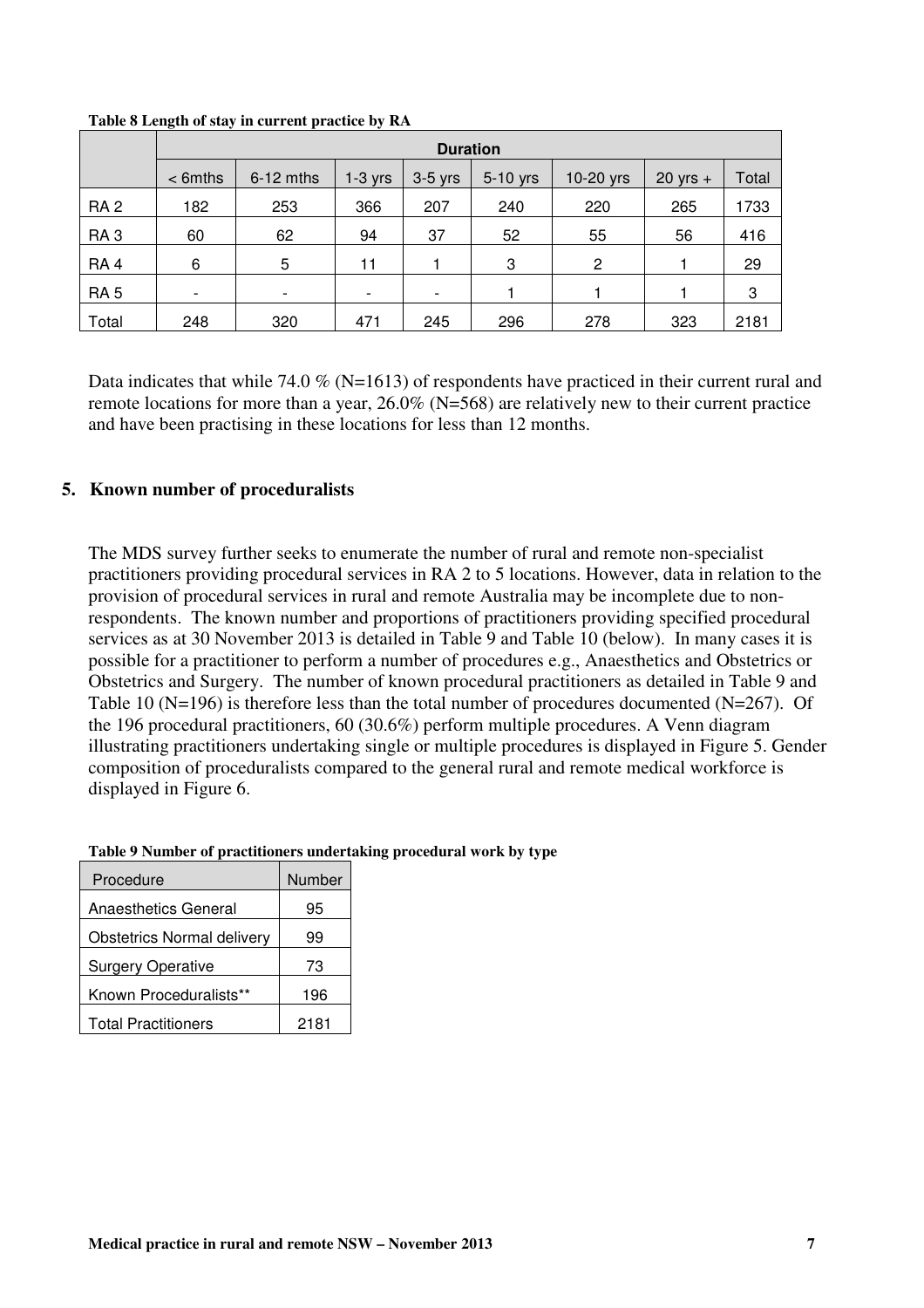**Table 8 Length of stay in current practice by RA**

| | Duration | | | | | | | |
|---|---|---|---|---|---|---|---|---|
| | < 6mths | 6-12 mths | 1-3 yrs | 3-5 yrs | 5-10 yrs | 10-20 yrs | 20 yrs + | Total |
| RA 2 | 182 | 253 | 366 | 207 | 240 | 220 | 265 | 1733 |
| RA 3 | 60 | 62 | 94 | 37 | 52 | 55 | 56 | 416 |
| RA 4 | 6 | 5 | 11 | 1 | 3 | 2 | 1 | 29 |
| RA 5 | - | - | - | - | 1 | 1 | 1 | 3 |
| Total | 248 | 320 | 471 | 245 | 296 | 278 | 323 | 2181 |

Data indicates that while 74.0 % (N=1613) of respondents have practiced in their current rural and remote locations for more than a year, 26.0% (N=568) are relatively new to their current practice and have been practising in these locations for less than 12 months.

## 5. Known number of proceduralists

The MDS survey further seeks to enumerate the number of rural and remote non-specialist practitioners providing procedural services in RA 2 to 5 locations. However, data in relation to the provision of procedural services in rural and remote Australia may be incomplete due to non-respondents. The known number and proportions of practitioners providing specified procedural services as at 30 November 2013 is detailed in Table 9 and Table 10 (below). In many cases it is possible for a practitioner to perform a number of procedures e.g., Anaesthetics and Obstetrics or Obstetrics and Surgery. The number of known procedural practitioners as detailed in Table 9 and Table 10 (N=196) is therefore less than the total number of procedures documented (N=267). Of the 196 procedural practitioners, 60 (30.6%) perform multiple procedures. A Venn diagram illustrating practitioners undertaking single or multiple procedures is displayed in Figure 5. Gender composition of proceduralists compared to the general rural and remote medical workforce is displayed in Figure 6.

**Table 9 Number of practitioners undertaking procedural work by type**

| Procedure | Number |
|---|---|
| Anaesthetics General | 95 |
| Obstetrics Normal delivery | 99 |
| Surgery Operative | 73 |
| Known Proceduralists** | 196 |
| Total Practitioners | 2181 |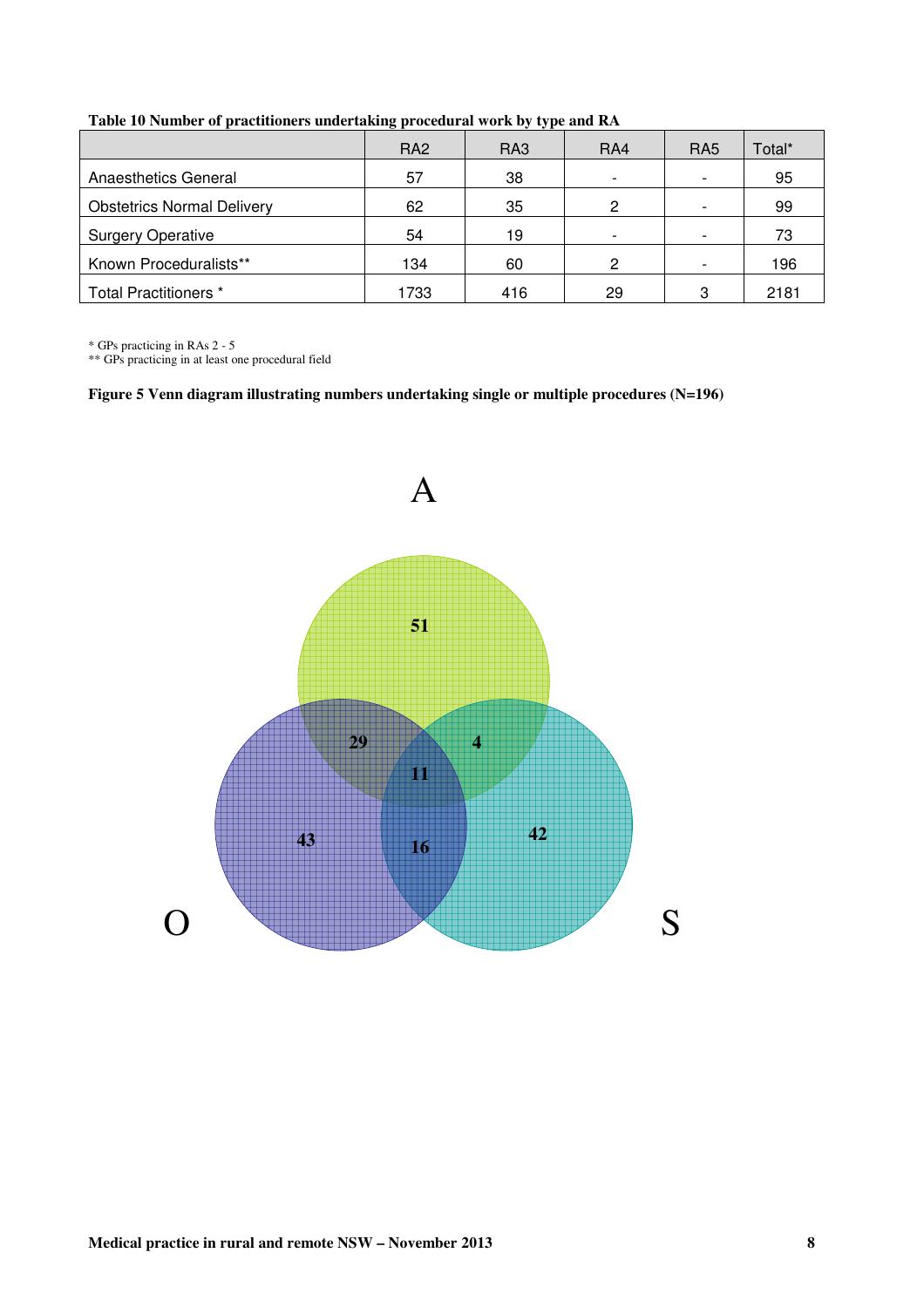**Table 10 Number of practitioners undertaking procedural work by type and RA**

| | RA2 | RA3 | RA4 | RA5 | Total* |
|---|---|---|---|---|---|
| Anaesthetics General | 57 | 38 | - | - | 95 |
| Obstetrics Normal Delivery | 62 | 35 | 2 | - | 99 |
| Surgery Operative | 54 | 19 | - | - | 73 |
| Known Proceduralists** | 134 | 60 | 2 | - | 196 |
| Total Practitioners * | 1733 | 416 | 29 | 3 | 2181 |

\* GPs practicing in RAs 2 - 5
** GPs practicing in at least one procedural field

**Figure 5 Venn diagram illustrating numbers undertaking single or multiple procedures (N=196)**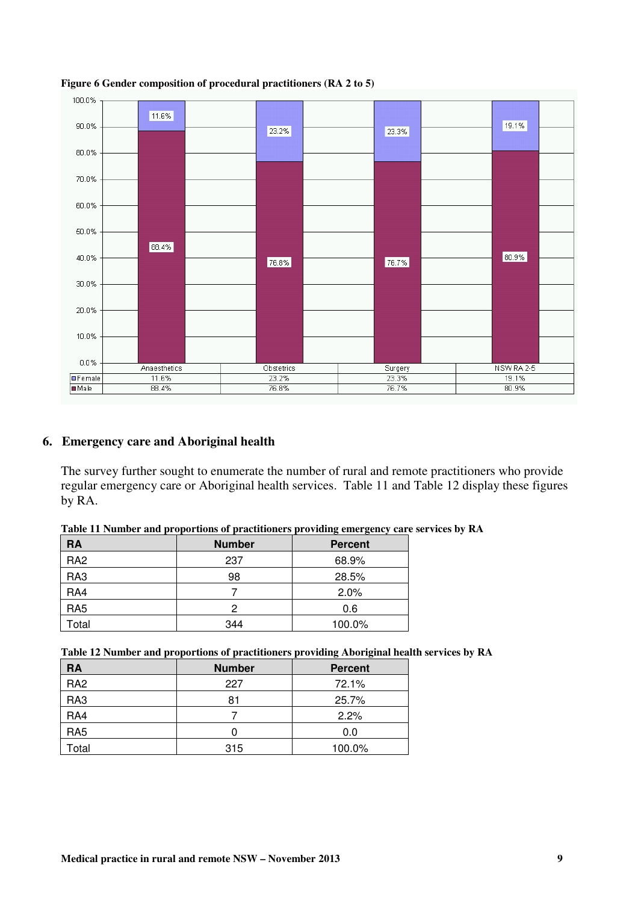**Figure 6 Gender composition of procedural practitioners (RA 2 to 5)**

| | Anaesthetics | Obstetrics | Surgery | NSW RA 2-5 |
|---|---|---|---|---|
| Female | 11.6% | 23.2% | 23.3% | 19.1% |
| Male | 88.4% | 76.8% | 76.7% | 80.9% |

## 6. Emergency care and Aboriginal health

The survey further sought to enumerate the number of rural and remote practitioners who provide regular emergency care or Aboriginal health services. Table 11 and Table 12 display these figures by RA.

**Table 11 Number and proportions of practitioners providing emergency care services by RA**

| RA | Number | Percent |
|---|---|---|
| RA2 | 237 | 68.9% |
| RA3 | 98 | 28.5% |
| RA4 | 7 | 2.0% |
| RA5 | 2 | 0.6 |
| Total | 344 | 100.0% |

**Table 12 Number and proportions of practitioners providing Aboriginal health services by RA**

| RA | Number | Percent |
|---|---|---|
| RA2 | 227 | 72.1% |
| RA3 | 81 | 25.7% |
| RA4 | 7 | 2.2% |
| RA5 | 0 | 0.0 |
| Total | 315 | 100.0% |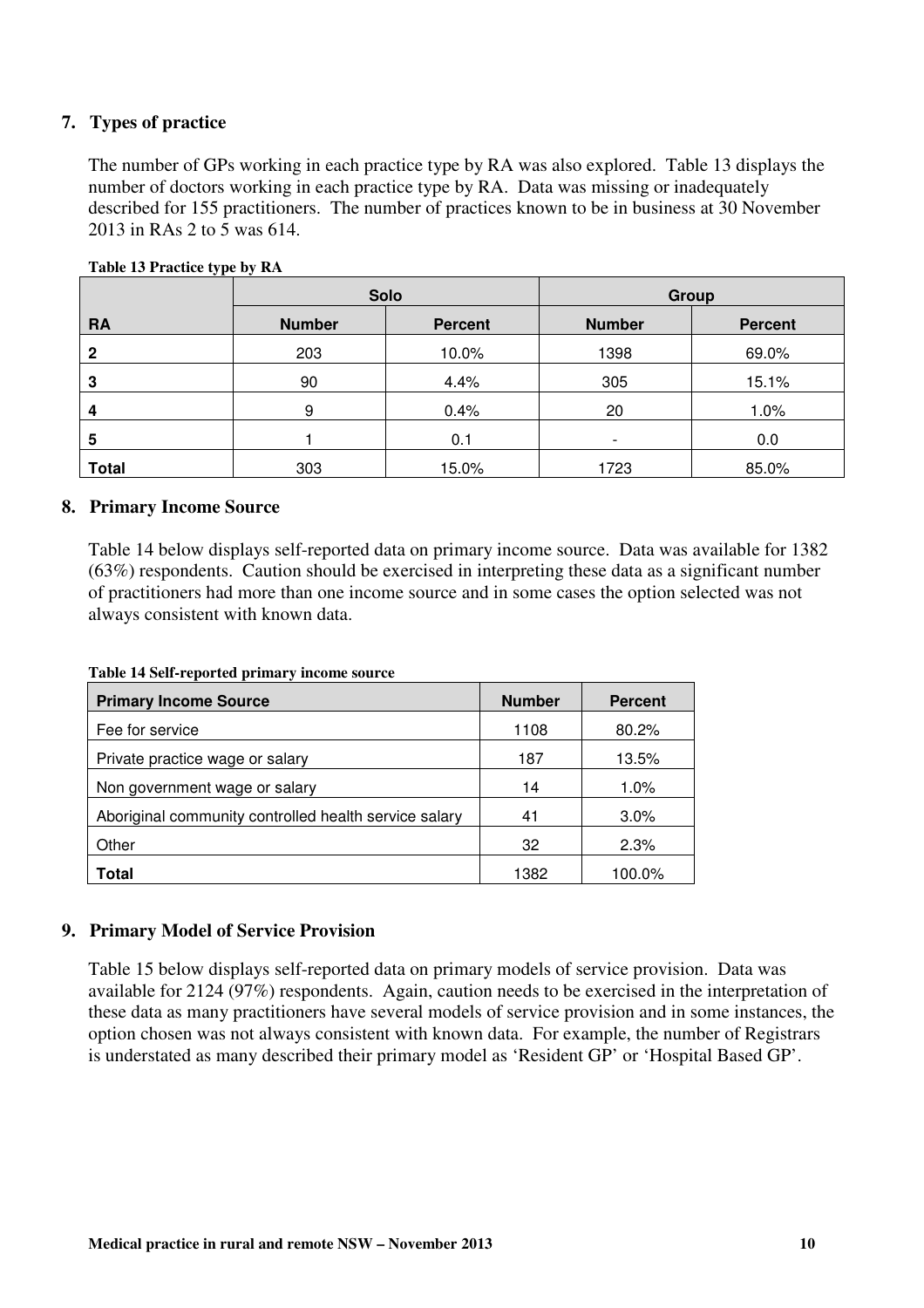## 7. Types of practice

The number of GPs working in each practice type by RA was also explored. Table 13 displays the number of doctors working in each practice type by RA. Data was missing or inadequately described for 155 practitioners. The number of practices known to be in business at 30 November 2013 in RAs 2 to 5 was 614.

**Table 13 Practice type by RA**

| | Solo | | Group | |
|---|---|---|---|---|
| **RA** | **Number** | **Percent** | **Number** | **Percent** |
| **2** | 203 | 10.0% | 1398 | 69.0% |
| **3** | 90 | 4.4% | 305 | 15.1% |
| **4** | 9 | 0.4% | 20 | 1.0% |
| **5** | 1 | 0.1 | - | 0.0 |
| **Total** | 303 | 15.0% | 1723 | 85.0% |

## 8. Primary Income Source

Table 14 below displays self-reported data on primary income source. Data was available for 1382 (63%) respondents. Caution should be exercised in interpreting these data as a significant number of practitioners had more than one income source and in some cases the option selected was not always consistent with known data.

**Table 14 Self-reported primary income source**

| Primary Income Source | Number | Percent |
|---|---|---|
| Fee for service | 1108 | 80.2% |
| Private practice wage or salary | 187 | 13.5% |
| Non government wage or salary | 14 | 1.0% |
| Aboriginal community controlled health service salary | 41 | 3.0% |
| Other | 32 | 2.3% |
| **Total** | 1382 | 100.0% |

## 9. Primary Model of Service Provision

Table 15 below displays self-reported data on primary models of service provision. Data was available for 2124 (97%) respondents. Again, caution needs to be exercised in the interpretation of these data as many practitioners have several models of service provision and in some instances, the option chosen was not always consistent with known data. For example, the number of Registrars is understated as many described their primary model as 'Resident GP' or 'Hospital Based GP'.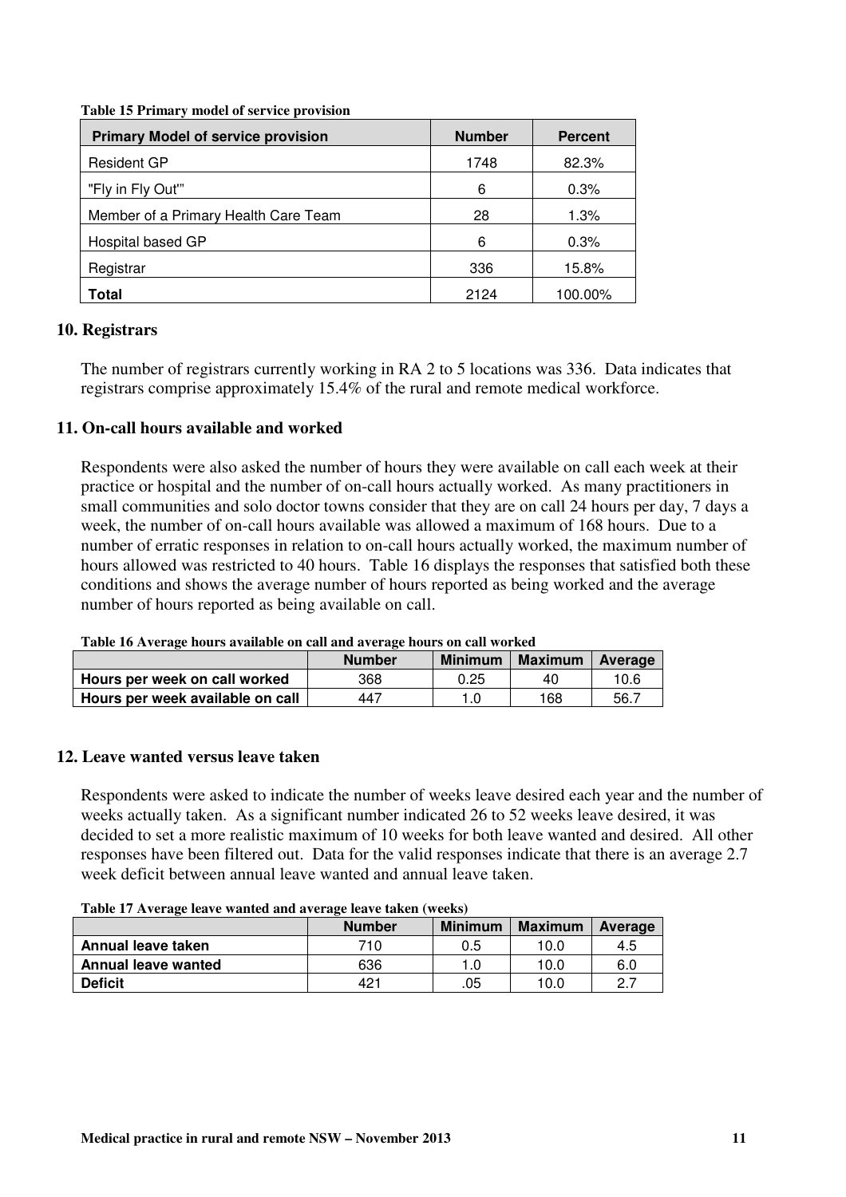**Table 15 Primary model of service provision**

| Primary Model of service provision | Number | Percent |
|---|---|---|
| Resident GP | 1748 | 82.3% |
| "Fly in Fly Out'" | 6 | 0.3% |
| Member of a Primary Health Care Team | 28 | 1.3% |
| Hospital based GP | 6 | 0.3% |
| Registrar | 336 | 15.8% |
| **Total** | 2124 | 100.00% |

## 10. Registrars

The number of registrars currently working in RA 2 to 5 locations was 336. Data indicates that registrars comprise approximately 15.4% of the rural and remote medical workforce.

## 11. On-call hours available and worked

Respondents were also asked the number of hours they were available on call each week at their practice or hospital and the number of on-call hours actually worked. As many practitioners in small communities and solo doctor towns consider that they are on call 24 hours per day, 7 days a week, the number of on-call hours available was allowed a maximum of 168 hours. Due to a number of erratic responses in relation to on-call hours actually worked, the maximum number of hours allowed was restricted to 40 hours. Table 16 displays the responses that satisfied both these conditions and shows the average number of hours reported as being worked and the average number of hours reported as being available on call.

**Table 16 Average hours available on call and average hours on call worked**

| | Number | Minimum | Maximum | Average |
|---|---|---|---|---|
| **Hours per week on call worked** | 368 | 0.25 | 40 | 10.6 |
| **Hours per week available on call** | 447 | 1.0 | 168 | 56.7 |

## 12. Leave wanted versus leave taken

Respondents were asked to indicate the number of weeks leave desired each year and the number of weeks actually taken. As a significant number indicated 26 to 52 weeks leave desired, it was decided to set a more realistic maximum of 10 weeks for both leave wanted and desired. All other responses have been filtered out. Data for the valid responses indicate that there is an average 2.7 week deficit between annual leave wanted and annual leave taken.

**Table 17 Average leave wanted and average leave taken (weeks)**

| | Number | Minimum | Maximum | Average |
|---|---|---|---|---|
| **Annual leave taken** | 710 | 0.5 | 10.0 | 4.5 |
| **Annual leave wanted** | 636 | 1.0 | 10.0 | 6.0 |
| **Deficit** | 421 | .05 | 10.0 | 2.7 |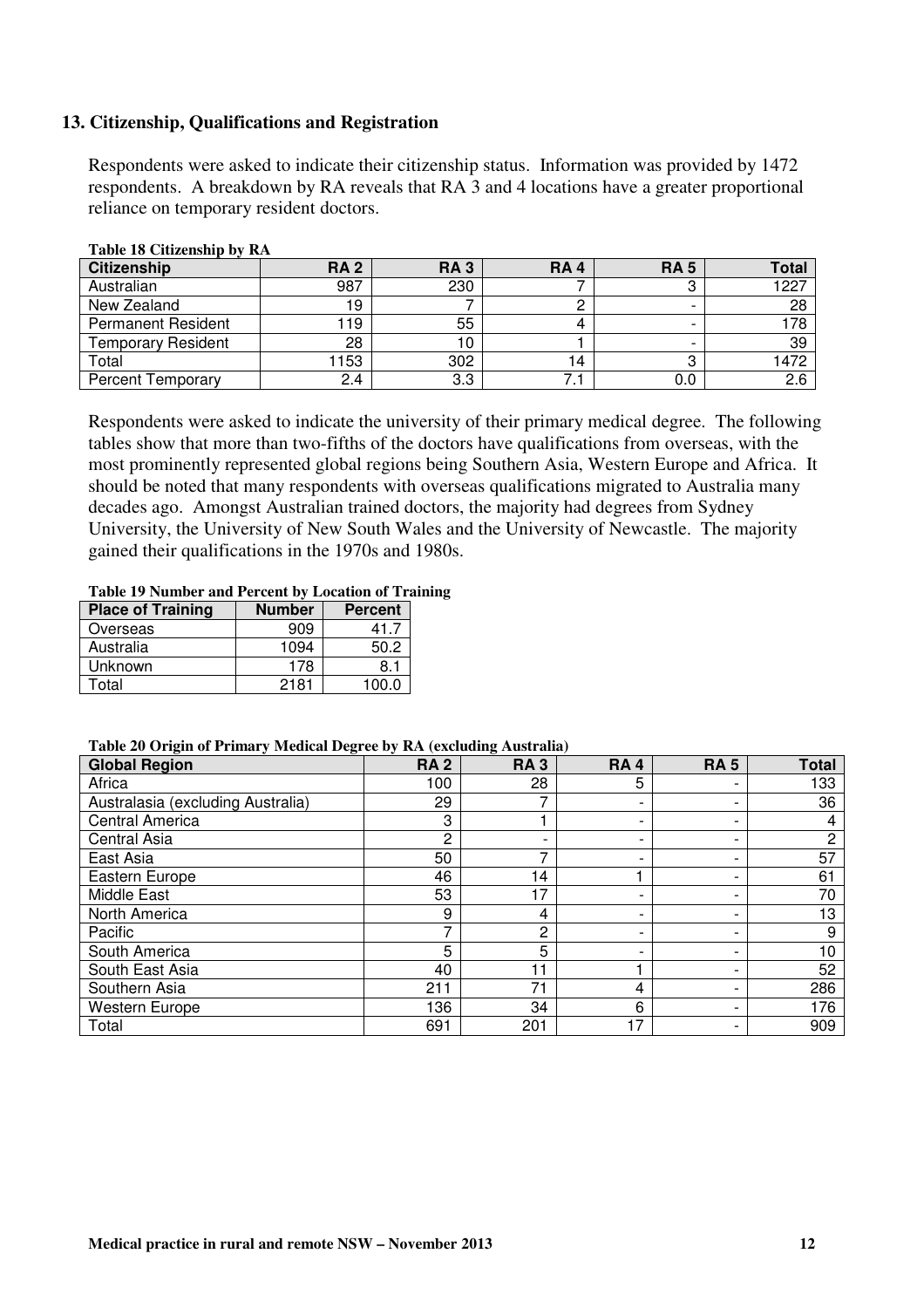## 13. Citizenship, Qualifications and Registration

Respondents were asked to indicate their citizenship status. Information was provided by 1472 respondents. A breakdown by RA reveals that RA 3 and 4 locations have a greater proportional reliance on temporary resident doctors.

**Table 18 Citizenship by RA**

| Citizenship | RA 2 | RA 3 | RA 4 | RA 5 | Total |
|---|---|---|---|---|---|
| Australian | 987 | 230 | 7 | 3 | 1227 |
| New Zealand | 19 | 7 | 2 | - | 28 |
| Permanent Resident | 119 | 55 | 4 | - | 178 |
| Temporary Resident | 28 | 10 | 1 | - | 39 |
| Total | 1153 | 302 | 14 | 3 | 1472 |
| Percent Temporary | 2.4 | 3.3 | 7.1 | 0.0 | 2.6 |

Respondents were asked to indicate the university of their primary medical degree. The following tables show that more than two-fifths of the doctors have qualifications from overseas, with the most prominently represented global regions being Southern Asia, Western Europe and Africa. It should be noted that many respondents with overseas qualifications migrated to Australia many decades ago. Amongst Australian trained doctors, the majority had degrees from Sydney University, the University of New South Wales and the University of Newcastle. The majority gained their qualifications in the 1970s and 1980s.

**Table 19 Number and Percent by Location of Training**

| Place of Training | Number | Percent |
|---|---|---|
| Overseas | 909 | 41.7 |
| Australia | 1094 | 50.2 |
| Unknown | 178 | 8.1 |
| Total | 2181 | 100.0 |

**Table 20 Origin of Primary Medical Degree by RA (excluding Australia)**

| Global Region | RA 2 | RA 3 | RA 4 | RA 5 | Total |
|---|---|---|---|---|---|
| Africa | 100 | 28 | 5 | - | 133 |
| Australasia (excluding Australia) | 29 | 7 | - | - | 36 |
| Central America | 3 | 1 | - | - | 4 |
| Central Asia | 2 | - | - | - | 2 |
| East Asia | 50 | 7 | - | - | 57 |
| Eastern Europe | 46 | 14 | 1 | - | 61 |
| Middle East | 53 | 17 | - | - | 70 |
| North America | 9 | 4 | - | - | 13 |
| Pacific | 7 | 2 | - | - | 9 |
| South America | 5 | 5 | - | - | 10 |
| South East Asia | 40 | 11 | 1 | - | 52 |
| Southern Asia | 211 | 71 | 4 | - | 286 |
| Western Europe | 136 | 34 | 6 | - | 176 |
| Total | 691 | 201 | 17 | - | 909 |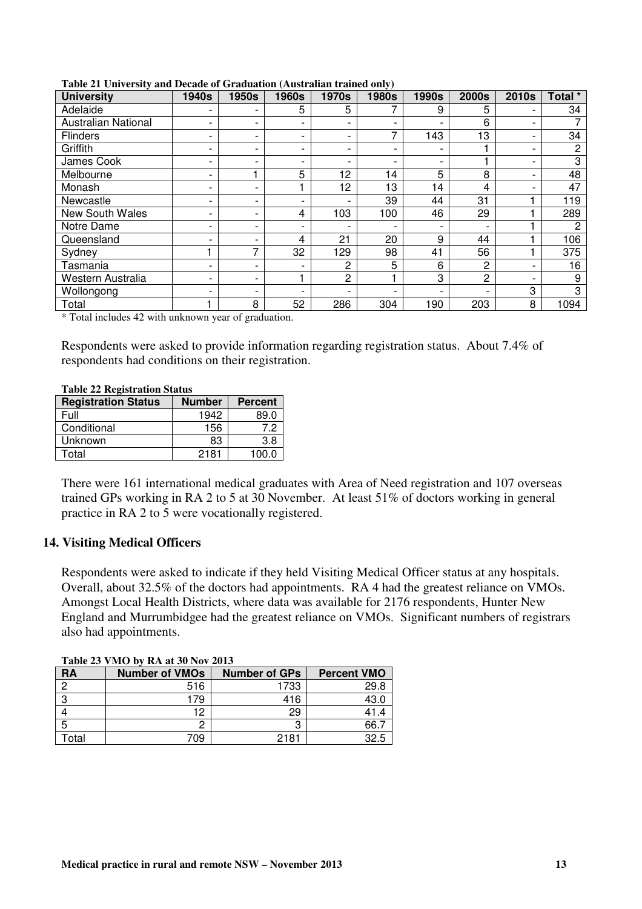**Table 21 University and Decade of Graduation (Australian trained only)**

| University | 1940s | 1950s | 1960s | 1970s | 1980s | 1990s | 2000s | 2010s | Total * |
|---|---|---|---|---|---|---|---|---|---|
| Adelaide | - | - | 5 | 5 | 7 | 9 | 5 | - | 34 |
| Australian National | - | - | - | - | - | - | 6 | - | 7 |
| Flinders | - | - | - | - | 7 | 143 | 13 | - | 34 |
| Griffith | - | - | - | - | - | - | 1 | - | 2 |
| James Cook | - | - | - | - | - | - | 1 | - | 3 |
| Melbourne | - | 1 | 5 | 12 | 14 | 5 | 8 | - | 48 |
| Monash | - | - | 1 | 12 | 13 | 14 | 4 | - | 47 |
| Newcastle | - | - | - | - | 39 | 44 | 31 | 1 | 119 |
| New South Wales | - | - | 4 | 103 | 100 | 46 | 29 | 1 | 289 |
| Notre Dame | - | - | - | - | - | - | - | 1 | 2 |
| Queensland | - | - | 4 | 21 | 20 | 9 | 44 | 1 | 106 |
| Sydney | 1 | 7 | 32 | 129 | 98 | 41 | 56 | 1 | 375 |
| Tasmania | - | - | - | 2 | 5 | 6 | 2 | - | 16 |
| Western Australia | - | - | 1 | 2 | 1 | 3 | 2 | - | 9 |
| Wollongong | - | - | - | - | - | - | - | 3 | 3 |
| Total | 1 | 8 | 52 | 286 | 304 | 190 | 203 | 8 | 1094 |

* Total includes 42 with unknown year of graduation.

Respondents were asked to provide information regarding registration status. About 7.4% of respondents had conditions on their registration.

**Table 22 Registration Status**

| Registration Status | Number | Percent |
|---|---|---|
| Full | 1942 | 89.0 |
| Conditional | 156 | 7.2 |
| Unknown | 83 | 3.8 |
| Total | 2181 | 100.0 |

There were 161 international medical graduates with Area of Need registration and 107 overseas trained GPs working in RA 2 to 5 at 30 November. At least 51% of doctors working in general practice in RA 2 to 5 were vocationally registered.

## 14. Visiting Medical Officers

Respondents were asked to indicate if they held Visiting Medical Officer status at any hospitals. Overall, about 32.5% of the doctors had appointments. RA 4 had the greatest reliance on VMOs. Amongst Local Health Districts, where data was available for 2176 respondents, Hunter New England and Murrumbidgee had the greatest reliance on VMOs. Significant numbers of registrars also had appointments.

**Table 23 VMO by RA at 30 Nov 2013**

| RA | Number of VMOs | Number of GPs | Percent VMO |
|---|---|---|---|
| 2 | 516 | 1733 | 29.8 |
| 3 | 179 | 416 | 43.0 |
| 4 | 12 | 29 | 41.4 |
| 5 | 2 | 3 | 66.7 |
| Total | 709 | 2181 | 32.5 |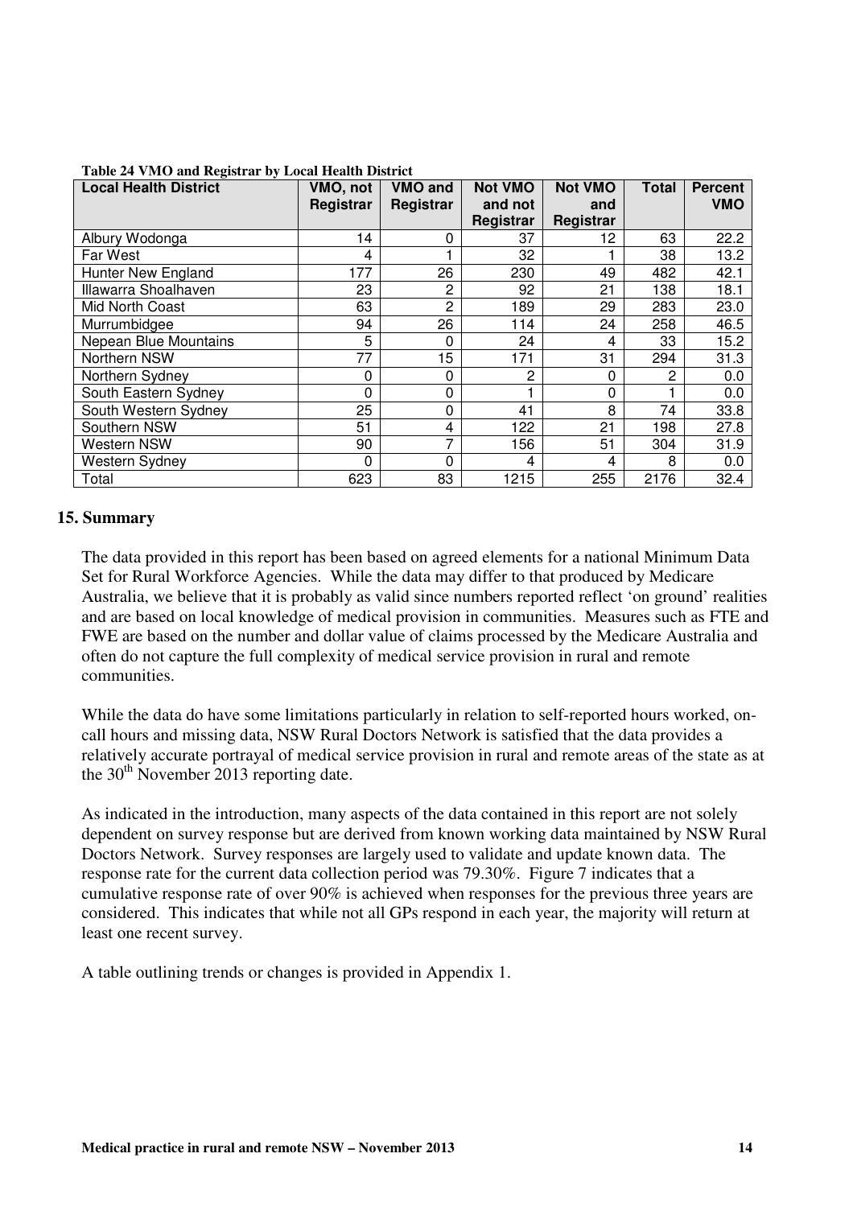**Table 24 VMO and Registrar by Local Health District**

| Local Health District | VMO, not Registrar | VMO and Registrar | Not VMO and not Registrar | Not VMO and Registrar | Total | Percent VMO |
|---|---|---|---|---|---|---|
| Albury Wodonga | 14 | 0 | 37 | 12 | 63 | 22.2 |
| Far West | 4 | 1 | 32 | 1 | 38 | 13.2 |
| Hunter New England | 177 | 26 | 230 | 49 | 482 | 42.1 |
| Illawarra Shoalhaven | 23 | 2 | 92 | 21 | 138 | 18.1 |
| Mid North Coast | 63 | 2 | 189 | 29 | 283 | 23.0 |
| Murrumbidgee | 94 | 26 | 114 | 24 | 258 | 46.5 |
| Nepean Blue Mountains | 5 | 0 | 24 | 4 | 33 | 15.2 |
| Northern NSW | 77 | 15 | 171 | 31 | 294 | 31.3 |
| Northern Sydney | 0 | 0 | 2 | 0 | 2 | 0.0 |
| South Eastern Sydney | 0 | 0 | 1 | 0 | 1 | 0.0 |
| South Western Sydney | 25 | 0 | 41 | 8 | 74 | 33.8 |
| Southern NSW | 51 | 4 | 122 | 21 | 198 | 27.8 |
| Western NSW | 90 | 7 | 156 | 51 | 304 | 31.9 |
| Western Sydney | 0 | 0 | 4 | 4 | 8 | 0.0 |
| Total | 623 | 83 | 1215 | 255 | 2176 | 32.4 |

## 15. Summary

The data provided in this report has been based on agreed elements for a national Minimum Data Set for Rural Workforce Agencies. While the data may differ to that produced by Medicare Australia, we believe that it is probably as valid since numbers reported reflect 'on ground' realities and are based on local knowledge of medical provision in communities. Measures such as FTE and FWE are based on the number and dollar value of claims processed by the Medicare Australia and often do not capture the full complexity of medical service provision in rural and remote communities.

While the data do have some limitations particularly in relation to self-reported hours worked, on-call hours and missing data, NSW Rural Doctors Network is satisfied that the data provides a relatively accurate portrayal of medical service provision in rural and remote areas of the state as at the 30th November 2013 reporting date.

As indicated in the introduction, many aspects of the data contained in this report are not solely dependent on survey response but are derived from known working data maintained by NSW Rural Doctors Network. Survey responses are largely used to validate and update known data. The response rate for the current data collection period was 79.30%. Figure 7 indicates that a cumulative response rate of over 90% is achieved when responses for the previous three years are considered. This indicates that while not all GPs respond in each year, the majority will return at least one recent survey.

A table outlining trends or changes is provided in Appendix 1.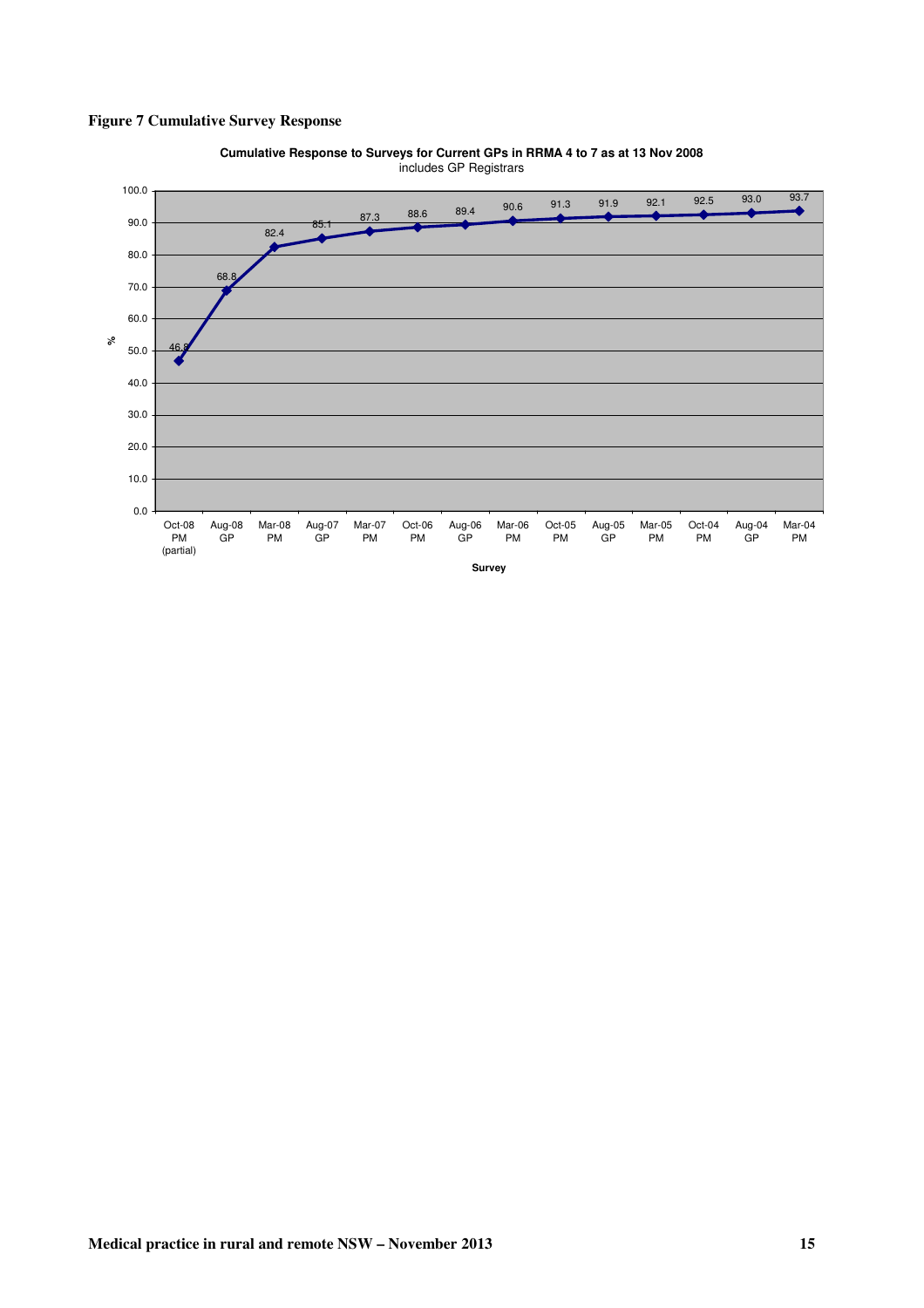**Figure 7 Cumulative Survey Response**

**Cumulative Response to Surveys for Current GPs in RRMA 4 to 7 as at 13 Nov 2008**
includes GP Registrars

| Survey | % |
|---|---|
| Oct-08 PM (partial) | 46.8 |
| Aug-08 GP | 68.8 |
| Mar-08 PM | 82.4 |
| Aug-07 GP | 85.1 |
| Mar-07 PM | 87.3 |
| Oct-06 PM | 88.6 |
| Aug-06 GP | 89.4 |
| Mar-06 PM | 90.6 |
| Oct-05 PM | 91.3 |
| Aug-05 GP | 91.9 |
| Mar-05 PM | 92.1 |
| Oct-04 PM | 92.5 |
| Aug-04 GP | 93.0 |
| Mar-04 PM | 93.7 |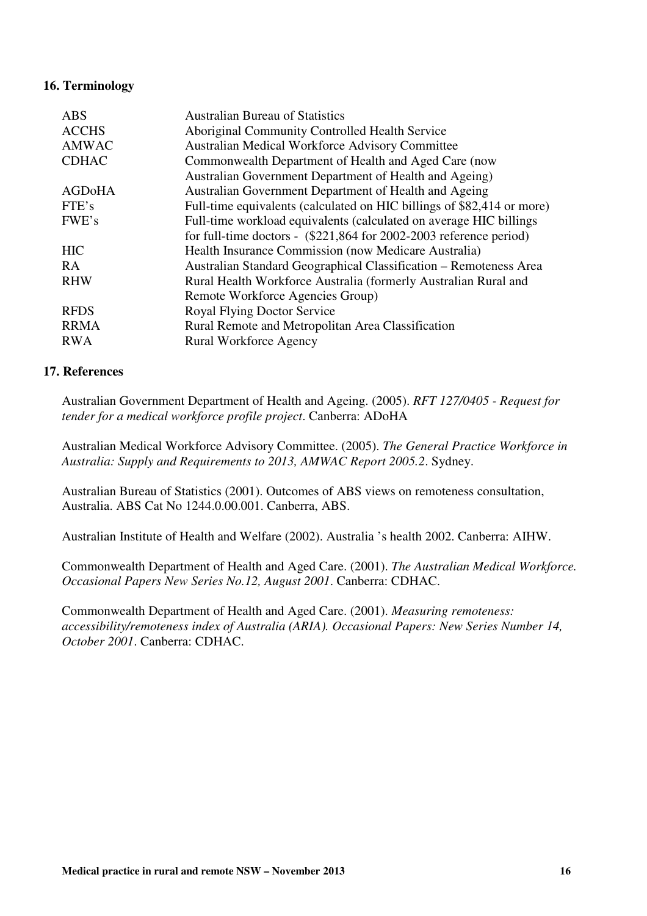## 16. Terminology

| | |
|---|---|
| ABS | Australian Bureau of Statistics |
| ACCHS | Aboriginal Community Controlled Health Service |
| AMWAC | Australian Medical Workforce Advisory Committee |
| CDHAC | Commonwealth Department of Health and Aged Care (now Australian Government Department of Health and Ageing) |
| AGDoHA | Australian Government Department of Health and Ageing |
| FTE's | Full-time equivalents (calculated on HIC billings of $82,414 or more) |
| FWE's | Full-time workload equivalents (calculated on average HIC billings for full-time doctors - ($221,864 for 2002-2003 reference period) |
| HIC | Health Insurance Commission (now Medicare Australia) |
| RA | Australian Standard Geographical Classification – Remoteness Area |
| RHW | Rural Health Workforce Australia (formerly Australian Rural and Remote Workforce Agencies Group) |
| RFDS | Royal Flying Doctor Service |
| RRMA | Rural Remote and Metropolitan Area Classification |
| RWA | Rural Workforce Agency |

## 17. References

Australian Government Department of Health and Ageing. (2005). *RFT 127/0405 - Request for tender for a medical workforce profile project*. Canberra: ADoHA

Australian Medical Workforce Advisory Committee. (2005). *The General Practice Workforce in Australia: Supply and Requirements to 2013, AMWAC Report 2005.2*. Sydney.

Australian Bureau of Statistics (2001). Outcomes of ABS views on remoteness consultation, Australia. ABS Cat No 1244.0.00.001. Canberra, ABS.

Australian Institute of Health and Welfare (2002). Australia 's health 2002. Canberra: AIHW.

Commonwealth Department of Health and Aged Care. (2001). *The Australian Medical Workforce. Occasional Papers New Series No.12, August 2001*. Canberra: CDHAC.

Commonwealth Department of Health and Aged Care. (2001). *Measuring remoteness: accessibility/remoteness index of Australia (ARIA). Occasional Papers: New Series Number 14, October 2001*. Canberra: CDHAC.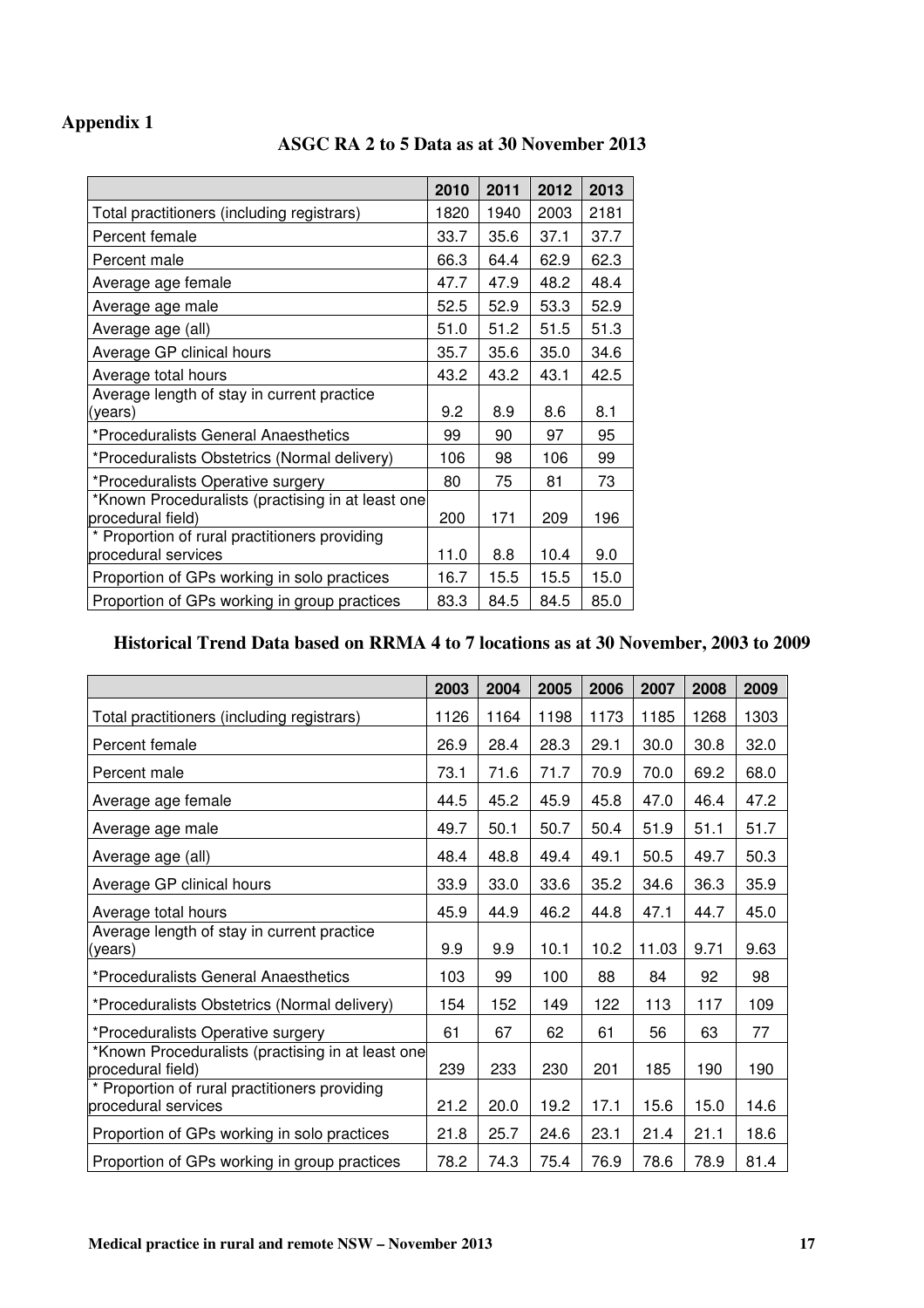# Appendix 1

## ASGC RA 2 to 5 Data as at 30 November 2013

| | 2010 | 2011 | 2012 | 2013 |
|---|---|---|---|---|
| Total practitioners (including registrars) | 1820 | 1940 | 2003 | 2181 |
| Percent female | 33.7 | 35.6 | 37.1 | 37.7 |
| Percent male | 66.3 | 64.4 | 62.9 | 62.3 |
| Average age female | 47.7 | 47.9 | 48.2 | 48.4 |
| Average age male | 52.5 | 52.9 | 53.3 | 52.9 |
| Average age (all) | 51.0 | 51.2 | 51.5 | 51.3 |
| Average GP clinical hours | 35.7 | 35.6 | 35.0 | 34.6 |
| Average total hours | 43.2 | 43.2 | 43.1 | 42.5 |
| Average length of stay in current practice (years) | 9.2 | 8.9 | 8.6 | 8.1 |
| *Proceduralists General Anaesthetics | 99 | 90 | 97 | 95 |
| *Proceduralists Obstetrics (Normal delivery) | 106 | 98 | 106 | 99 |
| *Proceduralists Operative surgery | 80 | 75 | 81 | 73 |
| *Known Proceduralists (practising in at least one procedural field) | 200 | 171 | 209 | 196 |
| * Proportion of rural practitioners providing procedural services | 11.0 | 8.8 | 10.4 | 9.0 |
| Proportion of GPs working in solo practices | 16.7 | 15.5 | 15.5 | 15.0 |
| Proportion of GPs working in group practices | 83.3 | 84.5 | 84.5 | 85.0 |

## Historical Trend Data based on RRMA 4 to 7 locations as at 30 November, 2003 to 2009

| | 2003 | 2004 | 2005 | 2006 | 2007 | 2008 | 2009 |
|---|---|---|---|---|---|---|---|
| Total practitioners (including registrars) | 1126 | 1164 | 1198 | 1173 | 1185 | 1268 | 1303 |
| Percent female | 26.9 | 28.4 | 28.3 | 29.1 | 30.0 | 30.8 | 32.0 |
| Percent male | 73.1 | 71.6 | 71.7 | 70.9 | 70.0 | 69.2 | 68.0 |
| Average age female | 44.5 | 45.2 | 45.9 | 45.8 | 47.0 | 46.4 | 47.2 |
| Average age male | 49.7 | 50.1 | 50.7 | 50.4 | 51.9 | 51.1 | 51.7 |
| Average age (all) | 48.4 | 48.8 | 49.4 | 49.1 | 50.5 | 49.7 | 50.3 |
| Average GP clinical hours | 33.9 | 33.0 | 33.6 | 35.2 | 34.6 | 36.3 | 35.9 |
| Average total hours | 45.9 | 44.9 | 46.2 | 44.8 | 47.1 | 44.7 | 45.0 |
| Average length of stay in current practice (years) | 9.9 | 9.9 | 10.1 | 10.2 | 11.03 | 9.71 | 9.63 |
| *Proceduralists General Anaesthetics | 103 | 99 | 100 | 88 | 84 | 92 | 98 |
| *Proceduralists Obstetrics (Normal delivery) | 154 | 152 | 149 | 122 | 113 | 117 | 109 |
| *Proceduralists Operative surgery | 61 | 67 | 62 | 61 | 56 | 63 | 77 |
| *Known Proceduralists (practising in at least one procedural field) | 239 | 233 | 230 | 201 | 185 | 190 | 190 |
| * Proportion of rural practitioners providing procedural services | 21.2 | 20.0 | 19.2 | 17.1 | 15.6 | 15.0 | 14.6 |
| Proportion of GPs working in solo practices | 21.8 | 25.7 | 24.6 | 23.1 | 21.4 | 21.1 | 18.6 |
| Proportion of GPs working in group practices | 78.2 | 74.3 | 75.4 | 76.9 | 78.6 | 78.9 | 81.4 |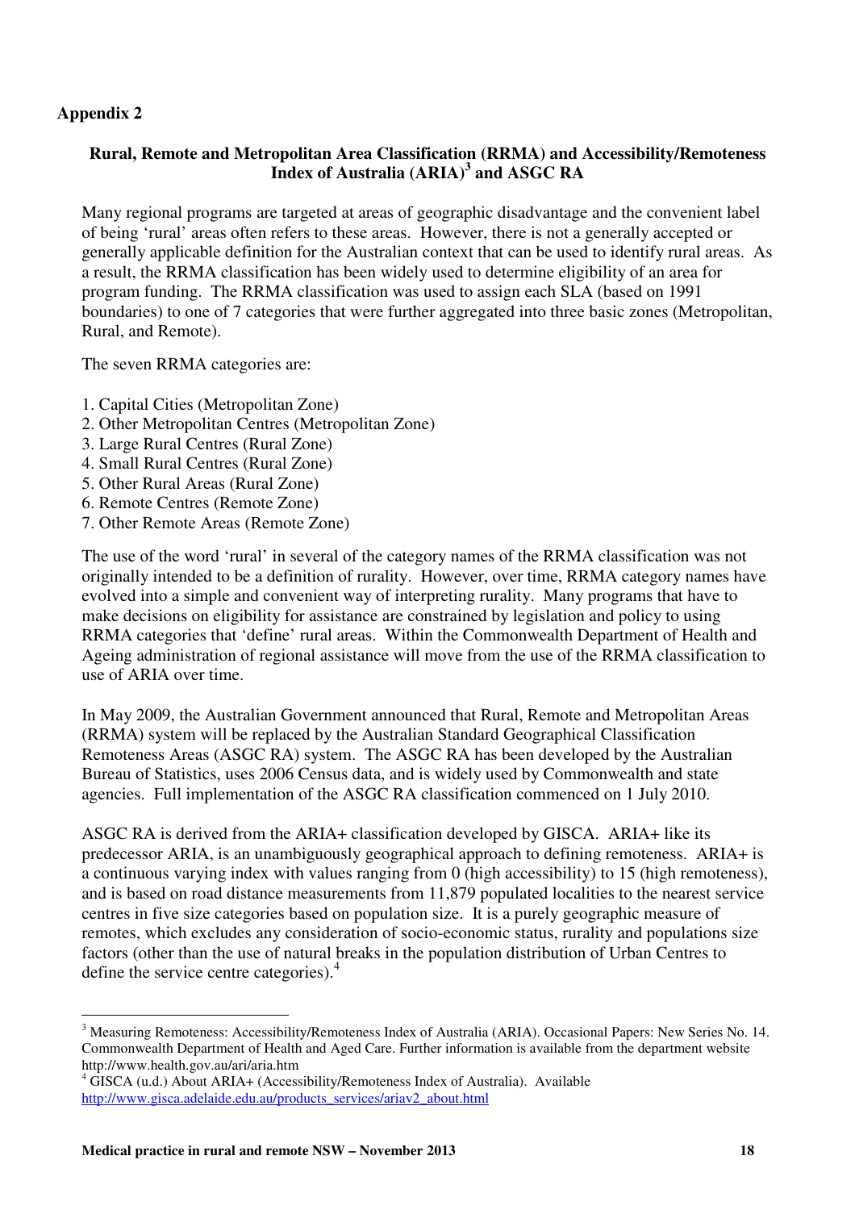**Appendix 2**

## Rural, Remote and Metropolitan Area Classification (RRMA) and Accessibility/Remoteness Index of Australia (ARIA)[3] and ASGC RA

Many regional programs are targeted at areas of geographic disadvantage and the convenient label of being 'rural' areas often refers to these areas. However, there is not a generally accepted or generally applicable definition for the Australian context that can be used to identify rural areas. As a result, the RRMA classification has been widely used to determine eligibility of an area for program funding. The RRMA classification was used to assign each SLA (based on 1991 boundaries) to one of 7 categories that were further aggregated into three basic zones (Metropolitan, Rural, and Remote).

The seven RRMA categories are:

1. Capital Cities (Metropolitan Zone)
2. Other Metropolitan Centres (Metropolitan Zone)
3. Large Rural Centres (Rural Zone)
4. Small Rural Centres (Rural Zone)
5. Other Rural Areas (Rural Zone)
6. Remote Centres (Remote Zone)
7. Other Remote Areas (Remote Zone)

The use of the word 'rural' in several of the category names of the RRMA classification was not originally intended to be a definition of rurality. However, over time, RRMA category names have evolved into a simple and convenient way of interpreting rurality. Many programs that have to make decisions on eligibility for assistance are constrained by legislation and policy to using RRMA categories that 'define' rural areas. Within the Commonwealth Department of Health and Ageing administration of regional assistance will move from the use of the RRMA classification to use of ARIA over time.

In May 2009, the Australian Government announced that Rural, Remote and Metropolitan Areas (RRMA) system will be replaced by the Australian Standard Geographical Classification Remoteness Areas (ASGC RA) system. The ASGC RA has been developed by the Australian Bureau of Statistics, uses 2006 Census data, and is widely used by Commonwealth and state agencies. Full implementation of the ASGC RA classification commenced on 1 July 2010.

ASGC RA is derived from the ARIA+ classification developed by GISCA. ARIA+ like its predecessor ARIA, is an unambiguously geographical approach to defining remoteness. ARIA+ is a continuous varying index with values ranging from 0 (high accessibility) to 15 (high remoteness), and is based on road distance measurements from 11,879 populated localities to the nearest service centres in five size categories based on population size. It is a purely geographic measure of remotes, which excludes any consideration of socio-economic status, rurality and populations size factors (other than the use of natural breaks in the population distribution of Urban Centres to define the service centre categories).[4]

---

[3] Measuring Remoteness: Accessibility/Remoteness Index of Australia (ARIA). Occasional Papers: New Series No. 14. Commonwealth Department of Health and Aged Care. Further information is available from the department website http://www.health.gov.au/ari/aria.htm

[4] GISCA (u.d.) About ARIA+ (Accessibility/Remoteness Index of Australia). Available http://www.gisca.adelaide.edu.au/products_services/ariav2_about.html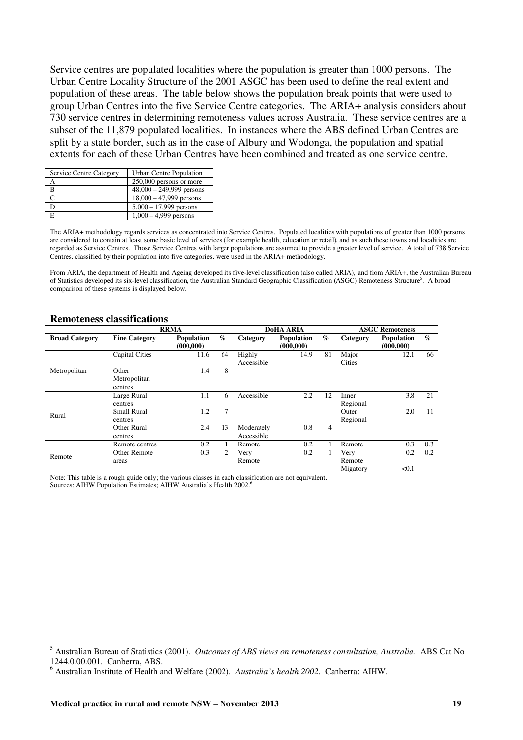Service centres are populated localities where the population is greater than 1000 persons. The Urban Centre Locality Structure of the 2001 ASGC has been used to define the real extent and population of these areas. The table below shows the population break points that were used to group Urban Centres into the five Service Centre categories. The ARIA+ analysis considers about 730 service centres in determining remoteness values across Australia. These service centres are a subset of the 11,879 populated localities. In instances where the ABS defined Urban Centres are split by a state border, such as in the case of Albury and Wodonga, the population and spatial extents for each of these Urban Centres have been combined and treated as one service centre.

| Service Centre Category | Urban Centre Population |
|---|---|
| A | 250,000 persons or more |
| B | 48,000 – 249,999 persons |
| C | 18,000 – 47,999 persons |
| D | 5,000 – 17,999 persons |
| E | 1,000 – 4,999 persons |

The ARIA+ methodology regards services as concentrated into Service Centres. Populated localities with populations of greater than 1000 persons are considered to contain at least some basic level of services (for example health, education or retail), and as such these towns and localities are regarded as Service Centres. Those Service Centres with larger populations are assumed to provide a greater level of service. A total of 738 Service Centres, classified by their population into five categories, were used in the ARIA+ methodology.

From ARIA, the department of Health and Ageing developed its five-level classification (also called ARIA), and from ARIA+, the Australian Bureau of Statistics developed its six-level classification, the Australian Standard Geographic Classification (ASGC) Remoteness Structure[5]. A broad comparison of these systems is displayed below.

## Remoteness classifications

| RRMA | | | | DoHA ARIA | | | ASGC Remoteness | | |
|---|---|---|---|---|---|---|---|---|---|
| **Broad Category** | **Fine Category** | **Population (000,000)** | **%** | **Category** | **Population (000,000)** | **%** | **Category** | **Population (000,000)** | **%** |
| Metropolitan | Capital Cities | 11.6 | 64 | Highly Accessible | 14.9 | 81 | Major Cities | 12.1 | 66 |
| | Other Metropolitan centres | 1.4 | 8 | | | | | | |
| Rural | Large Rural centres | 1.1 | 6 | Accessible | 2.2 | 12 | Inner Regional | 3.8 | 21 |
| | Small Rural centres | 1.2 | 7 | | | | Outer Regional | 2.0 | 11 |
| | Other Rural centres | 2.4 | 13 | Moderately Accessible | 0.8 | 4 | | | |
| Remote | Remote centres | 0.2 | 1 | Remote | 0.2 | 1 | Remote | 0.3 | 0.3 |
| | Other Remote areas | 0.3 | 2 | Very Remote | 0.2 | 1 | Very Remote | 0.2 | 0.2 |
| | | | | | | | Migatory | <0.1 | |

Note: This table is a rough guide only; the various classes in each classification are not equivalent.
Sources: AIHW Population Estimates; AIHW Australia's Health 2002.[6]

---

[5] Australian Bureau of Statistics (2001). *Outcomes of ABS views on remoteness consultation, Australia.* ABS Cat No 1244.0.00.001. Canberra, ABS.

[6] Australian Institute of Health and Welfare (2002). *Australia's health 2002*. Canberra: AIHW.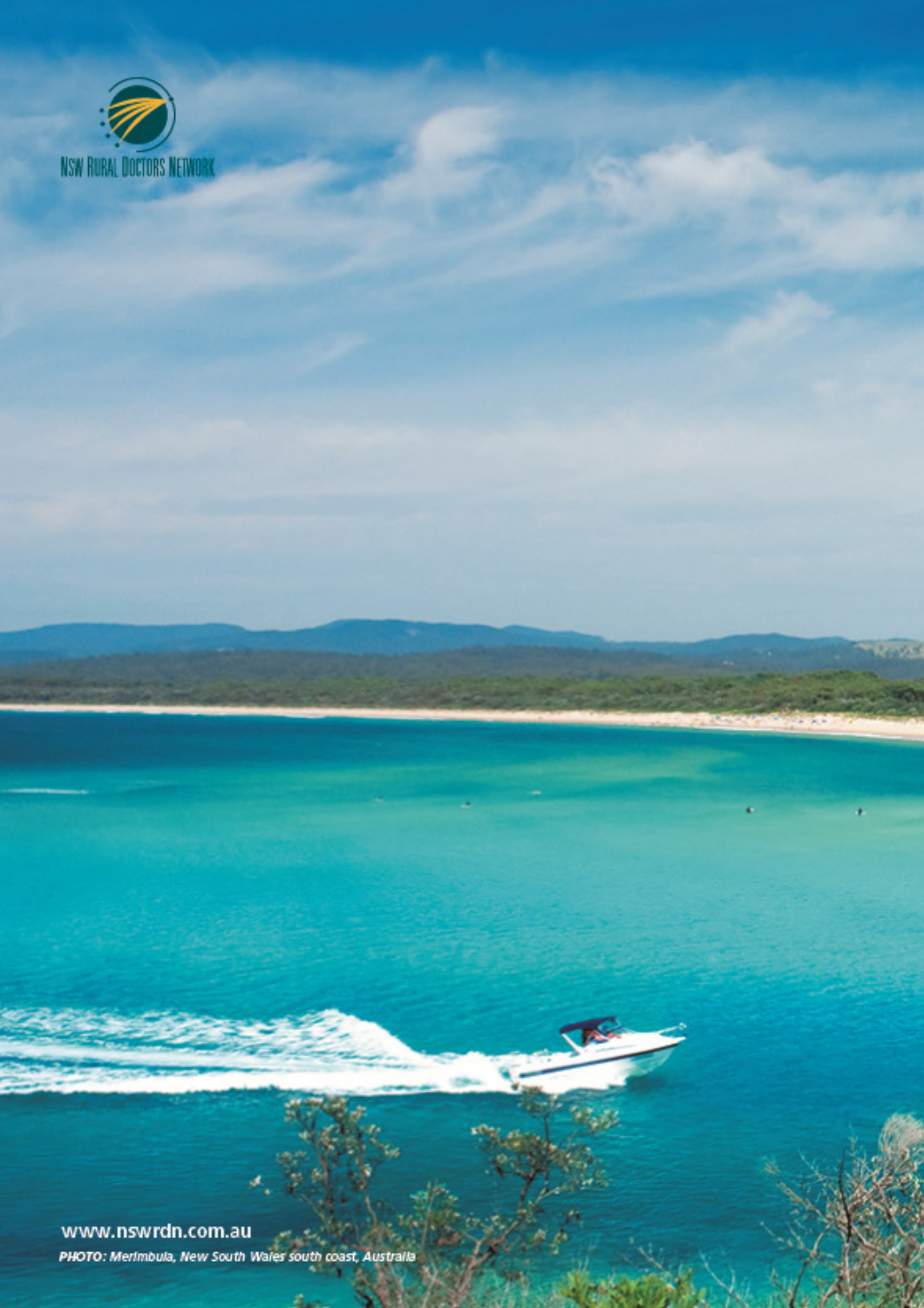NSW RURAL DOCTORS NETWORK

www.nswrdn.com.au

***PHOTO:** Merimbula, New South Wales south coast, Australia*